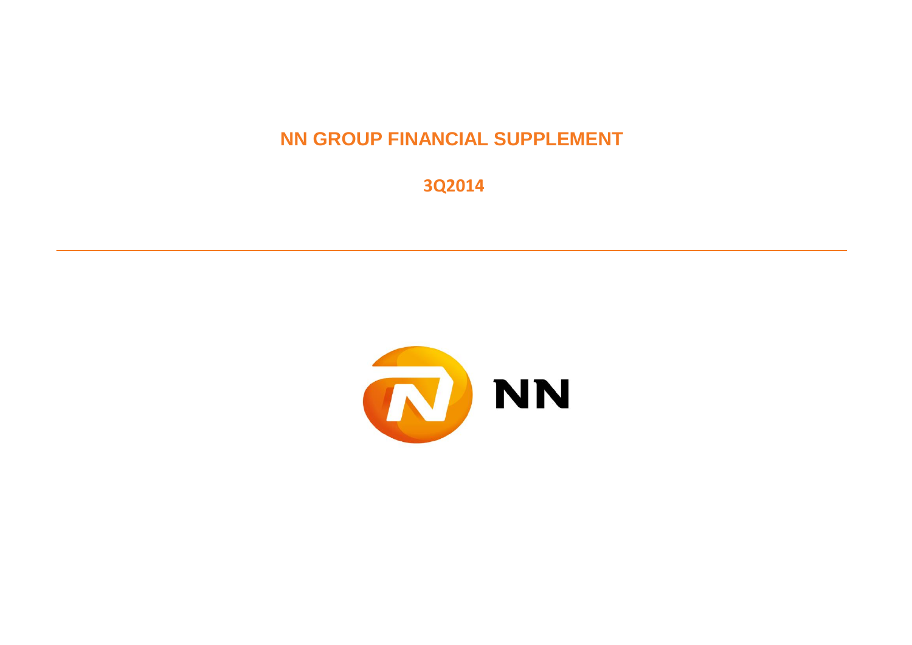# NN GROUP FINANCIAL SUPPLEMENT

## 3Q2014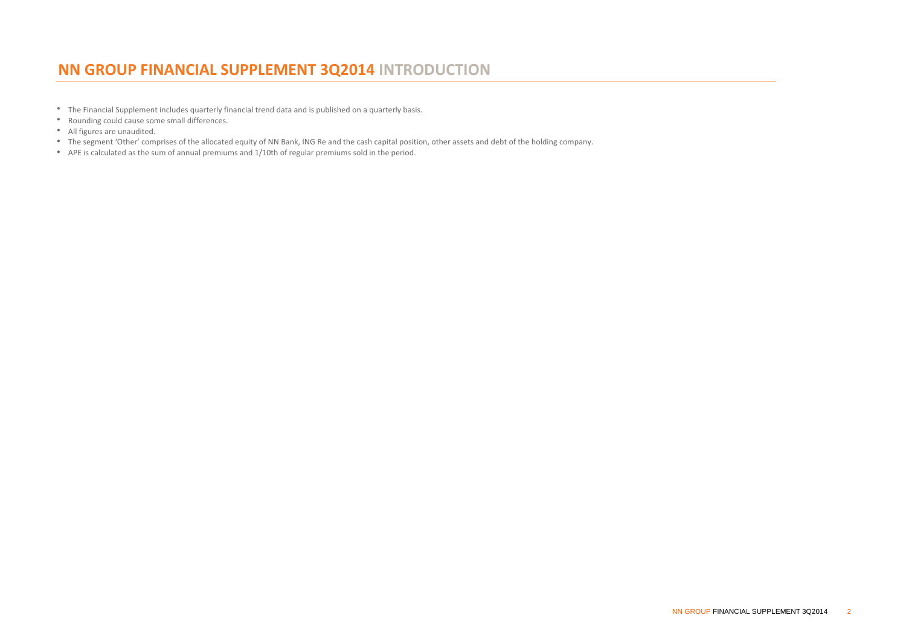# NN GROUP FINANCIAL SUPPLEMENT 3Q2014 INTRODUCTION

- The Financial Supplement includes quarterly financial trend data and is published on a quarterly basis.
- Rounding could cause some small differences.
- All figures are unaudited.
- The segment 'Other' comprises of the allocated equity of NN Bank, ING Re and the cash capital position, other assets and debt of the holding company.
- APE is calculated as the sum of annual premiums and 1/10th of regular premiums sold in the period.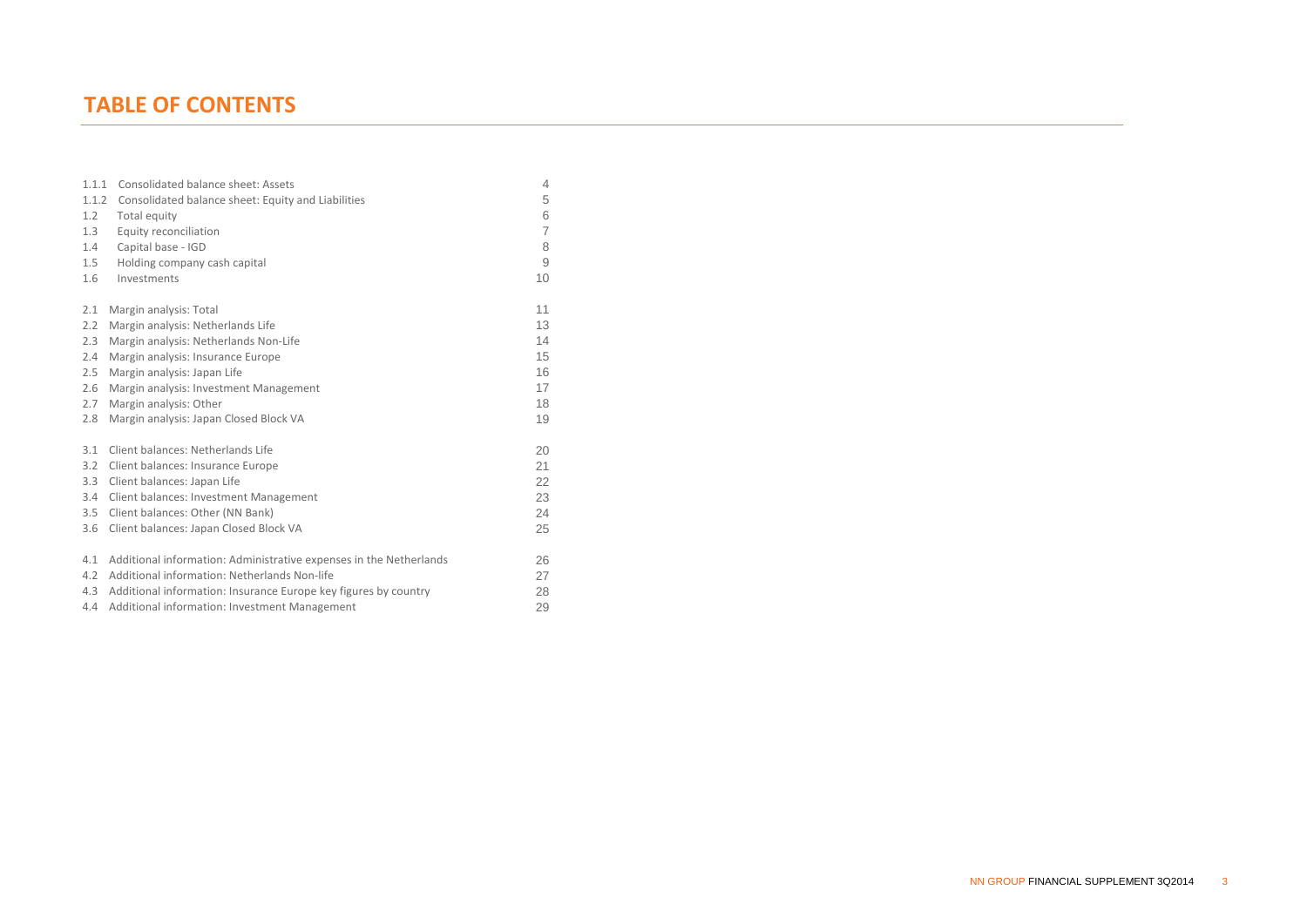# TABLE OF CONTENTS

| | | |
|---|---|---|
| 1.1.1 | Consolidated balance sheet: Assets | 4 |
| 1.1.2 | Consolidated balance sheet: Equity and Liabilities | 5 |
| 1.2 | Total equity | 6 |
| 1.3 | Equity reconciliation | 7 |
| 1.4 | Capital base - IGD | 8 |
| 1.5 | Holding company cash capital | 9 |
| 1.6 | Investments | 10 |
| | | |
| 2.1 | Margin analysis: Total | 11 |
| 2.2 | Margin analysis: Netherlands Life | 13 |
| 2.3 | Margin analysis: Netherlands Non-Life | 14 |
| 2.4 | Margin analysis: Insurance Europe | 15 |
| 2.5 | Margin analysis: Japan Life | 16 |
| 2.6 | Margin analysis: Investment Management | 17 |
| 2.7 | Margin analysis: Other | 18 |
| 2.8 | Margin analysis: Japan Closed Block VA | 19 |
| | | |
| 3.1 | Client balances: Netherlands Life | 20 |
| 3.2 | Client balances: Insurance Europe | 21 |
| 3.3 | Client balances: Japan Life | 22 |
| 3.4 | Client balances: Investment Management | 23 |
| 3.5 | Client balances: Other (NN Bank) | 24 |
| 3.6 | Client balances: Japan Closed Block VA | 25 |
| | | |
| 4.1 | Additional information: Administrative expenses in the Netherlands | 26 |
| 4.2 | Additional information: Netherlands Non-life | 27 |
| 4.3 | Additional information: Insurance Europe key figures by country | 28 |
| 4.4 | Additional information: Investment Management | 29 |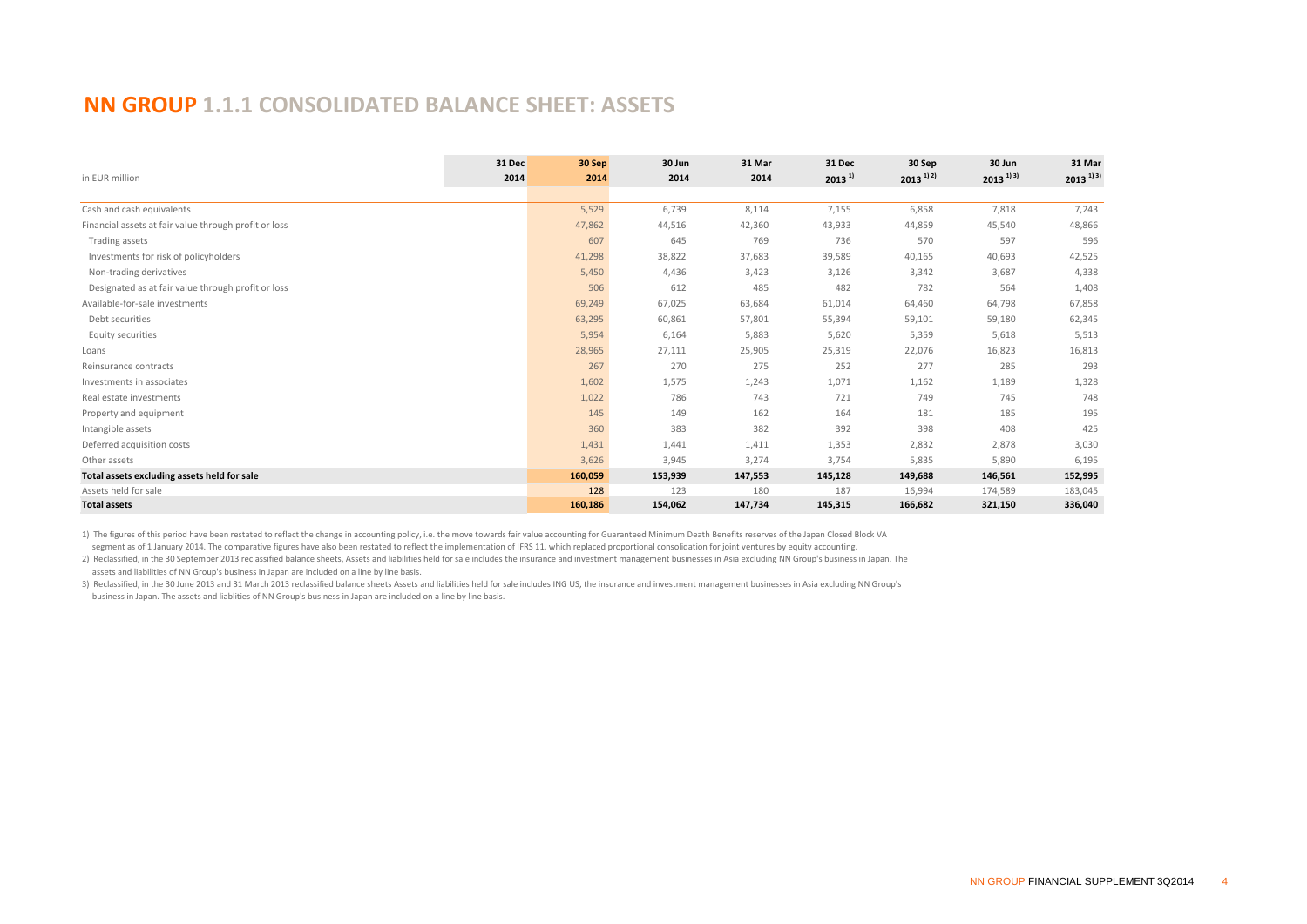# NN GROUP 1.1.1 CONSOLIDATED BALANCE SHEET: ASSETS

| in EUR million | 31 Dec 2014 | 30 Sep 2014 | 30 Jun 2014 | 31 Mar 2014 | 31 Dec 2013 [1] | 30 Sep 2013 [1,2] | 30 Jun 2013 [1,3] | 31 Mar 2013 [1,3] |
|---|---|---|---|---|---|---|---|---|
| Cash and cash equivalents | | 5,529 | 6,739 | 8,114 | 7,155 | 6,858 | 7,818 | 7,243 |
| Financial assets at fair value through profit or loss | | 47,862 | 44,516 | 42,360 | 43,933 | 44,859 | 45,540 | 48,866 |
| Trading assets | | 607 | 645 | 769 | 736 | 570 | 597 | 596 |
| Investments for risk of policyholders | | 41,298 | 38,822 | 37,683 | 39,589 | 40,165 | 40,693 | 42,525 |
| Non-trading derivatives | | 5,450 | 4,436 | 3,423 | 3,126 | 3,342 | 3,687 | 4,338 |
| Designated as at fair value through profit or loss | | 506 | 612 | 485 | 482 | 782 | 564 | 1,408 |
| Available-for-sale investments | | 69,249 | 67,025 | 63,684 | 61,014 | 64,460 | 64,798 | 67,858 |
| Debt securities | | 63,295 | 60,861 | 57,801 | 55,394 | 59,101 | 59,180 | 62,345 |
| Equity securities | | 5,954 | 6,164 | 5,883 | 5,620 | 5,359 | 5,618 | 5,513 |
| Loans | | 28,965 | 27,111 | 25,905 | 25,319 | 22,076 | 16,823 | 16,813 |
| Reinsurance contracts | | 267 | 270 | 275 | 252 | 277 | 285 | 293 |
| Investments in associates | | 1,602 | 1,575 | 1,243 | 1,071 | 1,162 | 1,189 | 1,328 |
| Real estate investments | | 1,022 | 786 | 743 | 721 | 749 | 745 | 748 |
| Property and equipment | | 145 | 149 | 162 | 164 | 181 | 185 | 195 |
| Intangible assets | | 360 | 383 | 382 | 392 | 398 | 408 | 425 |
| Deferred acquisition costs | | 1,431 | 1,441 | 1,411 | 1,353 | 2,832 | 2,878 | 3,030 |
| Other assets | | 3,626 | 3,945 | 3,274 | 3,754 | 5,835 | 5,890 | 6,195 |
| **Total assets excluding assets held for sale** | | **160,059** | **153,939** | **147,553** | **145,128** | **149,688** | **146,561** | **152,995** |
| Assets held for sale | | 128 | 123 | 180 | 187 | 16,994 | 174,589 | 183,045 |
| **Total assets** | | **160,186** | **154,062** | **147,734** | **145,315** | **166,682** | **321,150** | **336,040** |

1) The figures of this period have been restated to reflect the change in accounting policy, i.e. the move towards fair value accounting for Guaranteed Minimum Death Benefits reserves of the Japan Closed Block VA segment as of 1 January 2014. The comparative figures have also been restated to reflect the implementation of IFRS 11, which replaced proportional consolidation for joint ventures by equity accounting.

2) Reclassified, in the 30 September 2013 reclassified balance sheets, Assets and liabilities held for sale includes the insurance and investment management businesses in Asia excluding NN Group's business in Japan. The assets and liabilities of NN Group's business in Japan are included on a line by line basis.

3) Reclassified, in the 30 June 2013 and 31 March 2013 reclassified balance sheets Assets and liabilities held for sale includes ING US, the insurance and investment management businesses in Asia excluding NN Group's business in Japan. The assets and liablities of NN Group's business in Japan are included on a line by line basis.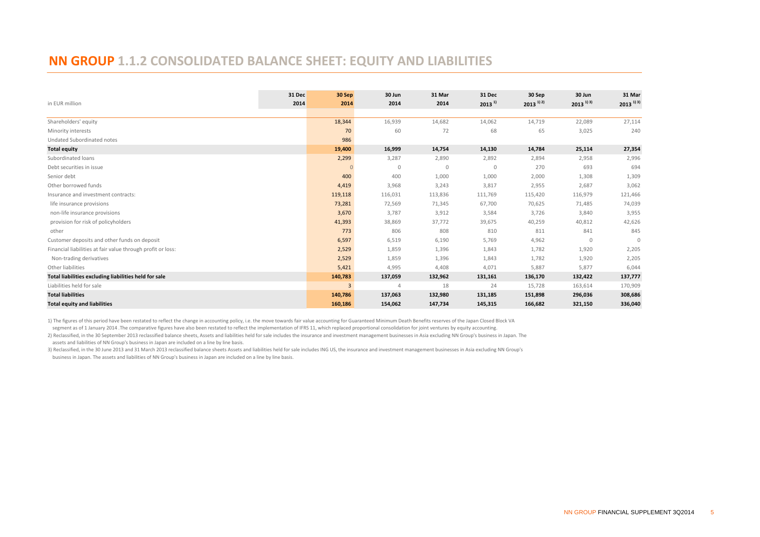# NN GROUP 1.1.2 CONSOLIDATED BALANCE SHEET: EQUITY AND LIABILITIES

| in EUR million | 31 Dec 2014 | 30 Sep 2014 | 30 Jun 2014 | 31 Mar 2014 | 31 Dec 2013 [1] | 30 Sep 2013 [1) 2)] | 30 Jun 2013 [1) 3)] | 31 Mar 2013 [1) 3)] |
|---|---|---|---|---|---|---|---|---|
| Shareholders' equity | | 18,344 | 16,939 | 14,682 | 14,062 | 14,719 | 22,089 | 27,114 |
| Minority interests | | 70 | 60 | 72 | 68 | 65 | 3,025 | 240 |
| Undated Subordinated notes | | 986 | | | | | | |
| **Total equity** | | **19,400** | **16,999** | **14,754** | **14,130** | **14,784** | **25,114** | **27,354** |
| Subordinated loans | | 2,299 | 3,287 | 2,890 | 2,892 | 2,894 | 2,958 | 2,996 |
| Debt securities in issue | | 0 | 0 | 0 | 0 | 270 | 693 | 694 |
| Senior debt | | 400 | 400 | 1,000 | 1,000 | 2,000 | 1,308 | 1,309 |
| Other borrowed funds | | 4,419 | 3,968 | 3,243 | 3,817 | 2,955 | 2,687 | 3,062 |
| Insurance and investment contracts: | | 119,118 | 116,031 | 113,836 | 111,769 | 115,420 | 116,979 | 121,466 |
| life insurance provisions | | 73,281 | 72,569 | 71,345 | 67,700 | 70,625 | 71,485 | 74,039 |
| non-life insurance provisions | | 3,670 | 3,787 | 3,912 | 3,584 | 3,726 | 3,840 | 3,955 |
| provision for risk of policyholders | | 41,393 | 38,869 | 37,772 | 39,675 | 40,259 | 40,812 | 42,626 |
| other | | 773 | 806 | 808 | 810 | 811 | 841 | 845 |
| Customer deposits and other funds on deposit | | 6,597 | 6,519 | 6,190 | 5,769 | 4,962 | 0 | 0 |
| Financial liabilities at fair value through profit or loss: | | 2,529 | 1,859 | 1,396 | 1,843 | 1,782 | 1,920 | 2,205 |
| Non-trading derivatives | | 2,529 | 1,859 | 1,396 | 1,843 | 1,782 | 1,920 | 2,205 |
| Other liabilities | | 5,421 | 4,995 | 4,408 | 4,071 | 5,887 | 5,877 | 6,044 |
| **Total liabilities excluding liabilities held for sale** | | **140,783** | **137,059** | **132,962** | **131,161** | **136,170** | **132,422** | **137,777** |
| Liabilities held for sale | | 3 | 4 | 18 | 24 | 15,728 | 163,614 | 170,909 |
| **Total liabilities** | | **140,786** | **137,063** | **132,980** | **131,185** | **151,898** | **296,036** | **308,686** |
| **Total equity and liabilities** | | **160,186** | **154,062** | **147,734** | **145,315** | **166,682** | **321,150** | **336,040** |

1) The figures of this period have been restated to reflect the change in accounting policy, i.e. the move towards fair value accounting for Guaranteed Minimum Death Benefits reserves of the Japan Closed Block VA segment as of 1 January 2014 .The comparative figures have also been restated to reflect the implementation of IFRS 11, which replaced proportional consolidation for joint ventures by equity accounting.

2) Reclassified, in the 30 September 2013 reclassified balance sheets, Assets and liabilities held for sale includes the insurance and investment management businesses in Asia excluding NN Group's business in Japan. The assets and liabilities of NN Group's business in Japan are included on a line by line basis.

3) Reclassified, in the 30 June 2013 and 31 March 2013 reclassified balance sheets Assets and liabilities held for sale includes ING US, the insurance and investment management businesses in Asia excluding NN Group's business in Japan. The assets and liabilities of NN Group's business in Japan are included on a line by line basis.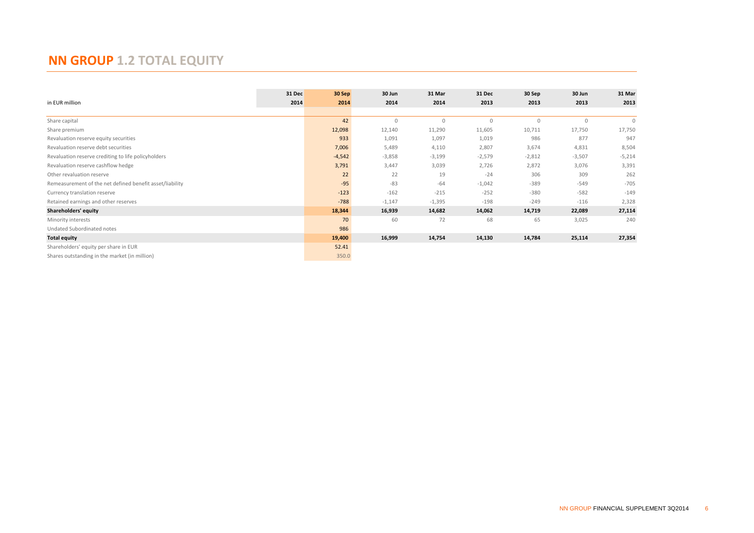# NN GROUP 1.2 TOTAL EQUITY

| in EUR million | 31 Dec 2014 | 30 Sep 2014 | 30 Jun 2014 | 31 Mar 2014 | 31 Dec 2013 | 30 Sep 2013 | 30 Jun 2013 | 31 Mar 2013 |
|---|---|---|---|---|---|---|---|---|
| Share capital | | 42 | 0 | 0 | 0 | 0 | 0 | 0 |
| Share premium | | 12,098 | 12,140 | 11,290 | 11,605 | 10,711 | 17,750 | 17,750 |
| Revaluation reserve equity securities | | 933 | 1,091 | 1,097 | 1,019 | 986 | 877 | 947 |
| Revaluation reserve debt securities | | 7,006 | 5,489 | 4,110 | 2,807 | 3,674 | 4,831 | 8,504 |
| Revaluation reserve crediting to life policyholders | | -4,542 | -3,858 | -3,199 | -2,579 | -2,812 | -3,507 | -5,214 |
| Revaluation reserve cashflow hedge | | 3,791 | 3,447 | 3,039 | 2,726 | 2,872 | 3,076 | 3,391 |
| Other revaluation reserve | | 22 | 22 | 19 | -24 | 306 | 309 | 262 |
| Remeasurement of the net defined benefit asset/liability | | -95 | -83 | -64 | -1,042 | -389 | -549 | -705 |
| Currency translation reserve | | -123 | -162 | -215 | -252 | -380 | -582 | -149 |
| Retained earnings and other reserves | | -788 | -1,147 | -1,395 | -198 | -249 | -116 | 2,328 |
| **Shareholders' equity** | | **18,344** | **16,939** | **14,682** | **14,062** | **14,719** | **22,089** | **27,114** |
| Minority interests | | 70 | 60 | 72 | 68 | 65 | 3,025 | 240 |
| Undated Subordinated notes | | 986 | | | | | | |
| **Total equity** | | **19,400** | **16,999** | **14,754** | **14,130** | **14,784** | **25,114** | **27,354** |
| Shareholders' equity per share in EUR | | 52.41 | | | | | | |
| Shares outstanding in the market (in million) | | 350.0 | | | | | | |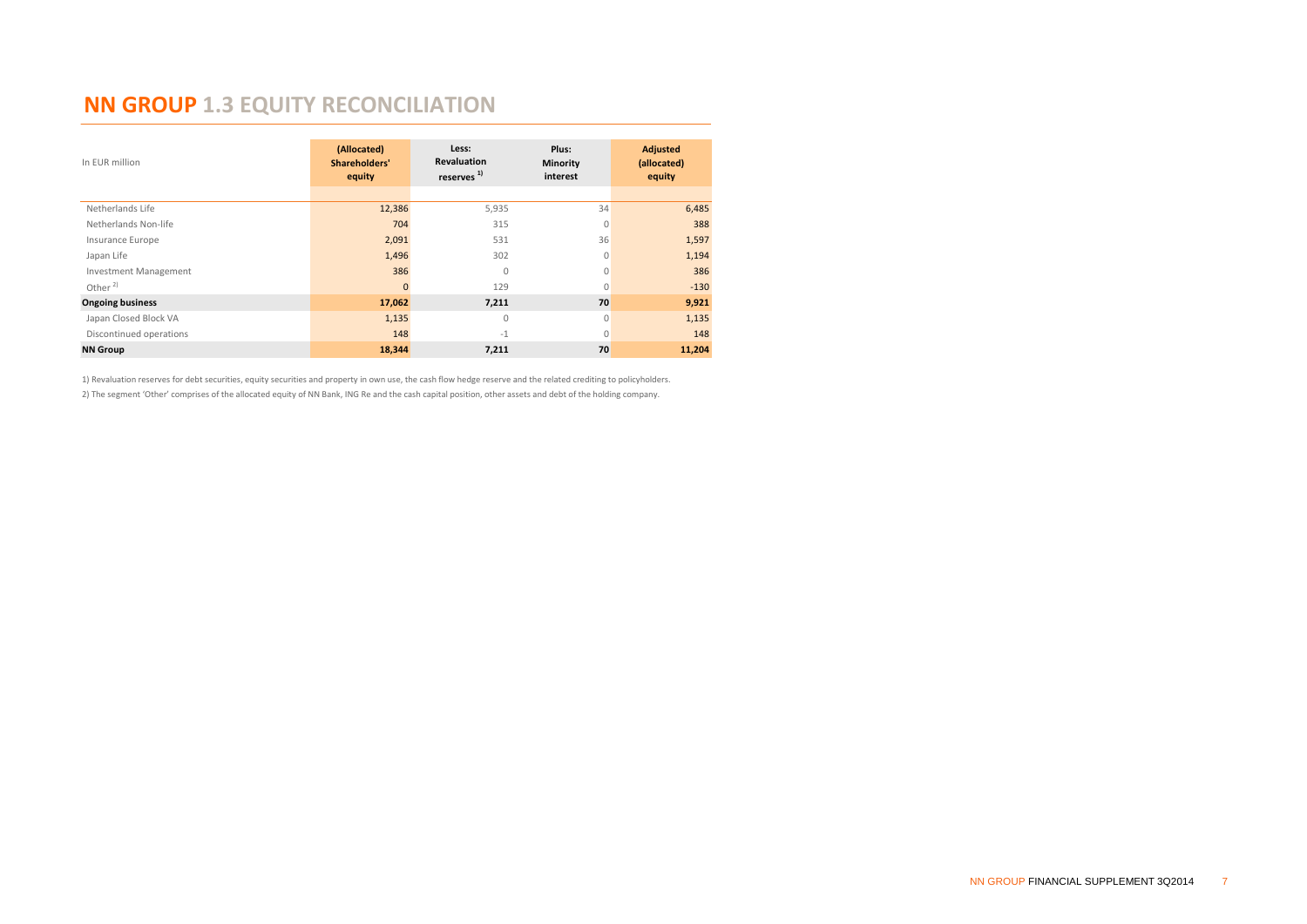# NN GROUP 1.3 EQUITY RECONCILIATION

| In EUR million | (Allocated) Shareholders' equity | Less: Revaluation reserves [1] | Plus: Minority interest | Adjusted (allocated) equity |
|---|---|---|---|---|
| Netherlands Life | 12,386 | 5,935 | 34 | 6,485 |
| Netherlands Non-life | 704 | 315 | 0 | 388 |
| Insurance Europe | 2,091 | 531 | 36 | 1,597 |
| Japan Life | 1,496 | 302 | 0 | 1,194 |
| Investment Management | 386 | 0 | 0 | 386 |
| Other [2] | 0 | 129 | 0 | -130 |
| **Ongoing business** | **17,062** | **7,211** | **70** | **9,921** |
| Japan Closed Block VA | 1,135 | 0 | 0 | 1,135 |
| Discontinued operations | 148 | -1 | 0 | 148 |
| **NN Group** | **18,344** | **7,211** | **70** | **11,204** |

1) Revaluation reserves for debt securities, equity securities and property in own use, the cash flow hedge reserve and the related crediting to policyholders.

2) The segment 'Other' comprises of the allocated equity of NN Bank, ING Re and the cash capital position, other assets and debt of the holding company.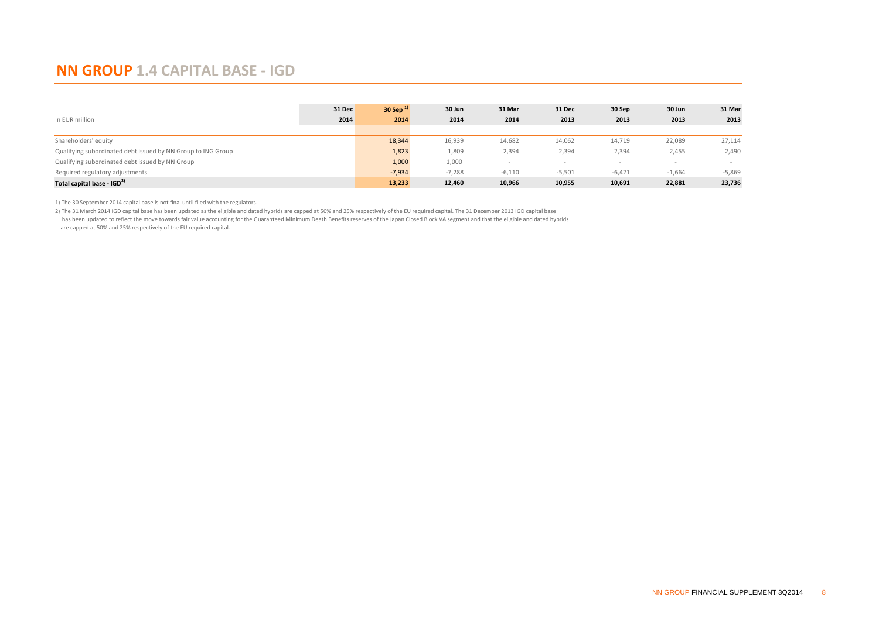# NN GROUP 1.4 CAPITAL BASE - IGD

| In EUR million | 31 Dec 2014 | 30 Sep [1] 2014 | 30 Jun 2014 | 31 Mar 2014 | 31 Dec 2013 | 30 Sep 2013 | 30 Jun 2013 | 31 Mar 2013 |
|---|---|---|---|---|---|---|---|---|
| Shareholders' equity | | 18,344 | 16,939 | 14,682 | 14,062 | 14,719 | 22,089 | 27,114 |
| Qualifying subordinated debt issued by NN Group to ING Group | | 1,823 | 1,809 | 2,394 | 2,394 | 2,394 | 2,455 | 2,490 |
| Qualifying subordinated debt issued by NN Group | | 1,000 | 1,000 | - | - | - | - | - |
| Required regulatory adjustments | | -7,934 | -7,288 | -6,110 | -5,501 | -6,421 | -1,664 | -5,869 |
| **Total capital base - IGD[2]** | | **13,233** | **12,460** | **10,966** | **10,955** | **10,691** | **22,881** | **23,736** |

1) The 30 September 2014 capital base is not final until filed with the regulators.

2) The 31 March 2014 IGD capital base has been updated as the eligible and dated hybrids are capped at 50% and 25% respectively of the EU required capital. The 31 December 2013 IGD capital base has been updated to reflect the move towards fair value accounting for the Guaranteed Minimum Death Benefits reserves of the Japan Closed Block VA segment and that the eligible and dated hybrids are capped at 50% and 25% respectively of the EU required capital.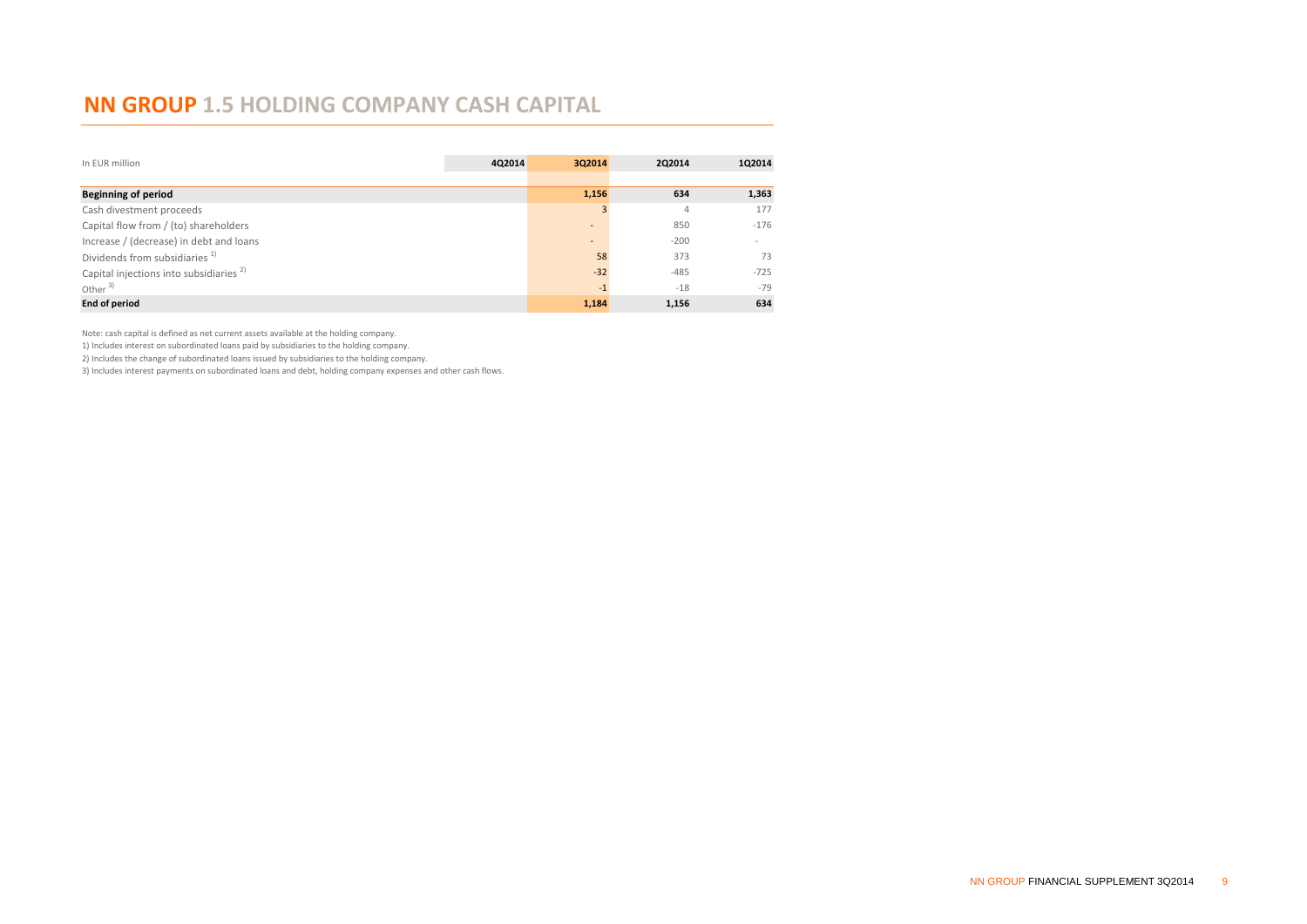# NN GROUP 1.5 HOLDING COMPANY CASH CAPITAL

| In EUR million | 4Q2014 | 3Q2014 | 2Q2014 | 1Q2014 |
|---|---|---|---|---|
| **Beginning of period** | | **1,156** | **634** | **1,363** |
| Cash divestment proceeds | | 3 | 4 | 177 |
| Capital flow from / (to) shareholders | | - | 850 | -176 |
| Increase / (decrease) in debt and loans | | - | -200 | - |
| Dividends from subsidiaries [1] | | 58 | 373 | 73 |
| Capital injections into subsidiaries [2] | | -32 | -485 | -725 |
| Other [3] | | -1 | -18 | -79 |
| **End of period** | | **1,184** | **1,156** | **634** |

Note: cash capital is defined as net current assets available at the holding company.

1) Includes interest on subordinated loans paid by subsidiaries to the holding company.

2) Includes the change of subordinated loans issued by subsidiaries to the holding company.

3) Includes interest payments on subordinated loans and debt, holding company expenses and other cash flows.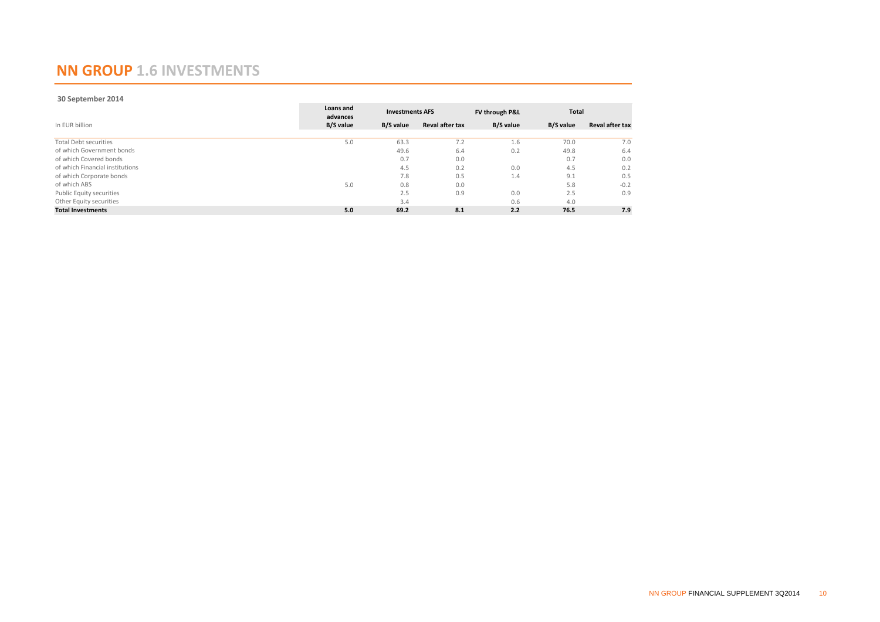# NN GROUP 1.6 INVESTMENTS

**30 September 2014**

| In EUR billion | Loans and advances | Investments AFS | | FV through P&L | Total | |
|---|---|---|---|---|---|---|
| | **B/S value** | **B/S value** | **Reval after tax** | **B/S value** | **B/S value** | **Reval after tax** |
| Total Debt securities | 5.0 | 63.3 | 7.2 | 1.6 | 70.0 | 7.0 |
| of which Government bonds | | 49.6 | 6.4 | 0.2 | 49.8 | 6.4 |
| of which Covered bonds | | 0.7 | 0.0 | | 0.7 | 0.0 |
| of which Financial institutions | | 4.5 | 0.2 | 0.0 | 4.5 | 0.2 |
| of which Corporate bonds | | 7.8 | 0.5 | 1.4 | 9.1 | 0.5 |
| of which ABS | 5.0 | 0.8 | 0.0 | | 5.8 | -0.2 |
| Public Equity securities | | 2.5 | 0.9 | 0.0 | 2.5 | 0.9 |
| Other Equity securities | | 3.4 | | 0.6 | 4.0 | |
| **Total Investments** | **5.0** | **69.2** | **8.1** | **2.2** | **76.5** | **7.9** |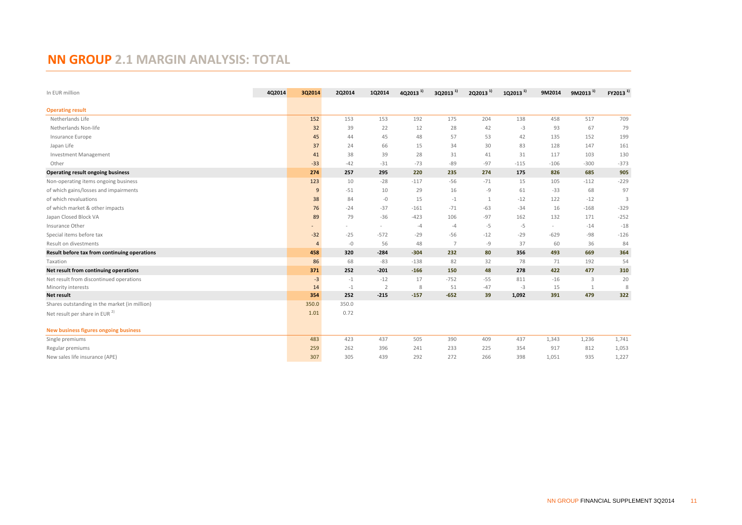# NN GROUP 2.1 MARGIN ANALYSIS: TOTAL

| In EUR million | 4Q2014 | 3Q2014 | 2Q2014 | 1Q2014 | 4Q2013 [1)] | 3Q2013 [1)] | 2Q2013 [1)] | 1Q2013 [1)] | 9M2014 | 9M2013 [1)] | FY2013 [1)] |
|---|---|---|---|---|---|---|---|---|---|---|---|
| **Operating result** | | | | | | | | | | | |
| Netherlands Life | | 152 | 153 | 153 | 192 | 175 | 204 | 138 | 458 | 517 | 709 |
| Netherlands Non-life | | 32 | 39 | 22 | 12 | 28 | 42 | -3 | 93 | 67 | 79 |
| Insurance Europe | | 45 | 44 | 45 | 48 | 57 | 53 | 42 | 135 | 152 | 199 |
| Japan Life | | 37 | 24 | 66 | 15 | 34 | 30 | 83 | 128 | 147 | 161 |
| Investment Management | | 41 | 38 | 39 | 28 | 31 | 41 | 31 | 117 | 103 | 130 |
| Other | | -33 | -42 | -31 | -73 | -89 | -97 | -115 | -106 | -300 | -373 |
| **Operating result ongoing business** | | **274** | **257** | **295** | **220** | **235** | **274** | **175** | **826** | **685** | **905** |
| Non-operating items ongoing business | | 123 | 10 | -28 | -117 | -56 | -71 | 15 | 105 | -112 | -229 |
| of which gains/losses and impairments | | 9 | -51 | 10 | 29 | 16 | -9 | 61 | -33 | 68 | 97 |
| of which revaluations | | 38 | 84 | -0 | 15 | -1 | 1 | -12 | 122 | -12 | 3 |
| of which market & other impacts | | 76 | -24 | -37 | -161 | -71 | -63 | -34 | 16 | -168 | -329 |
| Japan Closed Block VA | | 89 | 79 | -36 | -423 | 106 | -97 | 162 | 132 | 171 | -252 |
| Insurance Other | | - | - | - | -4 | -4 | -5 | -5 | - | -14 | -18 |
| Special items before tax | | -32 | -25 | -572 | -29 | -56 | -12 | -29 | -629 | -98 | -126 |
| Result on divestments | | 4 | -0 | 56 | 48 | 7 | -9 | 37 | 60 | 36 | 84 |
| **Result before tax from continuing operations** | | **458** | **320** | **-284** | **-304** | **232** | **80** | **356** | **493** | **669** | **364** |
| Taxation | | 86 | 68 | -83 | -138 | 82 | 32 | 78 | 71 | 192 | 54 |
| **Net result from continuing operations** | | **371** | **252** | **-201** | **-166** | **150** | **48** | **278** | **422** | **477** | **310** |
| Net result from discontinued operations | | -3 | -1 | -12 | 17 | -752 | -55 | 811 | -16 | 3 | 20 |
| Minority interests | | 14 | -1 | 2 | 8 | 51 | -47 | -3 | 15 | 1 | 8 |
| **Net result** | | **354** | **252** | **-215** | **-157** | **-652** | **39** | **1,092** | **391** | **479** | **322** |
| Shares outstanding in the market (in million) | | 350.0 | 350.0 | | | | | | | | |
| Net result per share in EUR [2)] | | 1.01 | 0.72 | | | | | | | | |
| **New business figures ongoing business** | | | | | | | | | | | |
| Single premiums | | 483 | 423 | 437 | 505 | 390 | 409 | 437 | 1,343 | 1,236 | 1,741 |
| Regular premiums | | 259 | 262 | 396 | 241 | 233 | 225 | 354 | 917 | 812 | 1,053 |
| New sales life insurance (APE) | | 307 | 305 | 439 | 292 | 272 | 266 | 398 | 1,051 | 935 | 1,227 |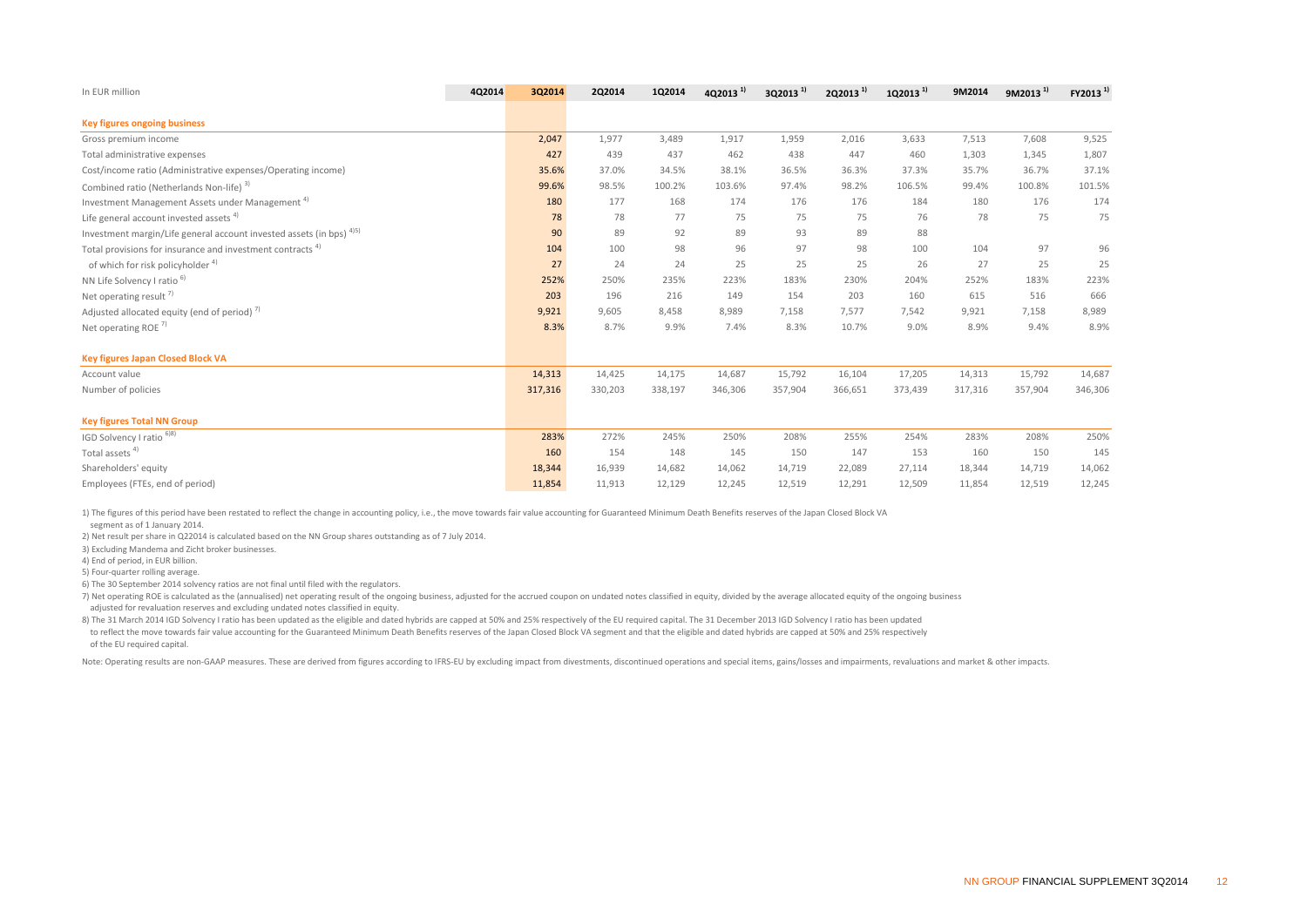| In EUR million | 4Q2014 | 3Q2014 | 2Q2014 | 1Q2014 | 4Q2013 [1] | 3Q2013 [1] | 2Q2013 [1] | 1Q2013 [1] | 9M2014 | 9M2013 [1] | FY2013 [1] |
|---|---|---|---|---|---|---|---|---|---|---|---|
| **Key figures ongoing business** | | | | | | | | | | | |
| Gross premium income | | 2,047 | 1,977 | 3,489 | 1,917 | 1,959 | 2,016 | 3,633 | 7,513 | 7,608 | 9,525 |
| Total administrative expenses | | 427 | 439 | 437 | 462 | 438 | 447 | 460 | 1,303 | 1,345 | 1,807 |
| Cost/income ratio (Administrative expenses/Operating income) | | 35.6% | 37.0% | 34.5% | 38.1% | 36.5% | 36.3% | 37.3% | 35.7% | 36.7% | 37.1% |
| Combined ratio (Netherlands Non-life) [3] | | 99.6% | 98.5% | 100.2% | 103.6% | 97.4% | 98.2% | 106.5% | 99.4% | 100.8% | 101.5% |
| Investment Management Assets under Management [4] | | 180 | 177 | 168 | 174 | 176 | 176 | 184 | 180 | 176 | 174 |
| Life general account invested assets [4] | | 78 | 78 | 77 | 75 | 75 | 75 | 76 | 78 | 75 | 75 |
| Investment margin/Life general account invested assets (in bps) [4)5] | | 90 | 89 | 92 | 89 | 93 | 89 | 88 | | | |
| Total provisions for insurance and investment contracts [4] | | 104 | 100 | 98 | 96 | 97 | 98 | 100 | 104 | 97 | 96 |
| of which for risk policyholder [4] | | 27 | 24 | 24 | 25 | 25 | 25 | 26 | 27 | 25 | 25 |
| NN Life Solvency I ratio [6] | | 252% | 250% | 235% | 223% | 183% | 230% | 204% | 252% | 183% | 223% |
| Net operating result [7] | | 203 | 196 | 216 | 149 | 154 | 203 | 160 | 615 | 516 | 666 |
| Adjusted allocated equity (end of period) [7] | | 9,921 | 9,605 | 8,458 | 8,989 | 7,158 | 7,577 | 7,542 | 9,921 | 7,158 | 8,989 |
| Net operating ROE [7] | | 8.3% | 8.7% | 9.9% | 7.4% | 8.3% | 10.7% | 9.0% | 8.9% | 9.4% | 8.9% |
| **Key figures Japan Closed Block VA** | | | | | | | | | | | |
| Account value | | 14,313 | 14,425 | 14,175 | 14,687 | 15,792 | 16,104 | 17,205 | 14,313 | 15,792 | 14,687 |
| Number of policies | | 317,316 | 330,203 | 338,197 | 346,306 | 357,904 | 366,651 | 373,439 | 317,316 | 357,904 | 346,306 |
| **Key figures Total NN Group** | | | | | | | | | | | |
| IGD Solvency I ratio [6)8] | | 283% | 272% | 245% | 250% | 208% | 255% | 254% | 283% | 208% | 250% |
| Total assets [4] | | 160 | 154 | 148 | 145 | 150 | 147 | 153 | 160 | 150 | 145 |
| Shareholders' equity | | 18,344 | 16,939 | 14,682 | 14,062 | 14,719 | 22,089 | 27,114 | 18,344 | 14,719 | 14,062 |
| Employees (FTEs, end of period) | | 11,854 | 11,913 | 12,129 | 12,245 | 12,519 | 12,291 | 12,509 | 11,854 | 12,519 | 12,245 |

1) The figures of this period have been restated to reflect the change in accounting policy, i.e., the move towards fair value accounting for Guaranteed Minimum Death Benefits reserves of the Japan Closed Block VA segment as of 1 January 2014.

2) Net result per share in Q22014 is calculated based on the NN Group shares outstanding as of 7 July 2014.

3) Excluding Mandema and Zicht broker businesses.

4) End of period, in EUR billion.

5) Four-quarter rolling average.

6) The 30 September 2014 solvency ratios are not final until filed with the regulators.

7) Net operating ROE is calculated as the (annualised) net operating result of the ongoing business, adjusted for the accrued coupon on undated notes classified in equity, divided by the average allocated equity of the ongoing business adjusted for revaluation reserves and excluding undated notes classified in equity.

8) The 31 March 2014 IGD Solvency I ratio has been updated as the eligible and dated hybrids are capped at 50% and 25% respectively of the EU required capital. The 31 December 2013 IGD Solvency I ratio has been updated to reflect the move towards fair value accounting for the Guaranteed Minimum Death Benefits reserves of the Japan Closed Block VA segment and that the eligible and dated hybrids are capped at 50% and 25% respectively of the EU required capital.

Note: Operating results are non-GAAP measures. These are derived from figures according to IFRS-EU by excluding impact from divestments, discontinued operations and special items, gains/losses and impairments, revaluations and market & other impacts.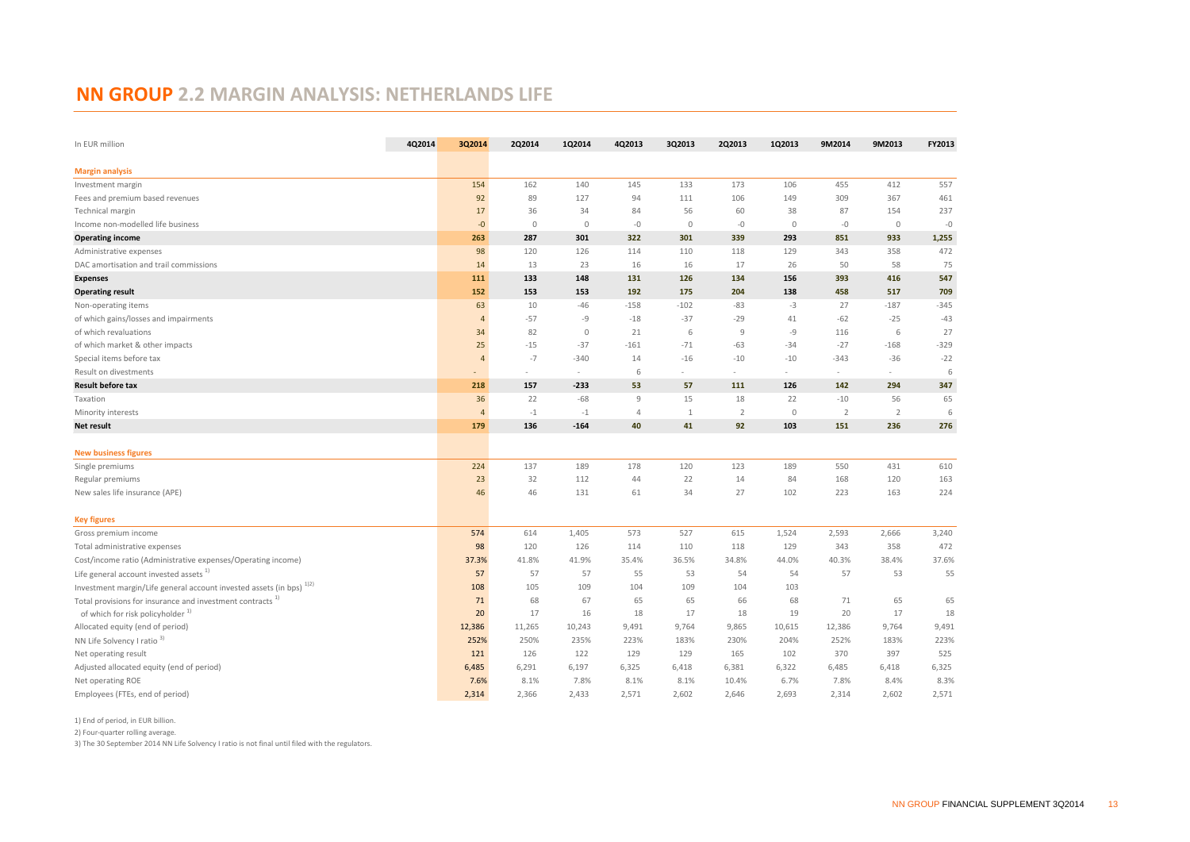# NN GROUP 2.2 MARGIN ANALYSIS: NETHERLANDS LIFE

| In EUR million | 4Q2014 | 3Q2014 | 2Q2014 | 1Q2014 | 4Q2013 | 3Q2013 | 2Q2013 | 1Q2013 | 9M2014 | 9M2013 | FY2013 |
|---|---|---|---|---|---|---|---|---|---|---|---|
| **Margin analysis** | | | | | | | | | | | |
| Investment margin | | 154 | 162 | 140 | 145 | 133 | 173 | 106 | 455 | 412 | 557 |
| Fees and premium based revenues | | 92 | 89 | 127 | 94 | 111 | 106 | 149 | 309 | 367 | 461 |
| Technical margin | | 17 | 36 | 34 | 84 | 56 | 60 | 38 | 87 | 154 | 237 |
| Income non-modelled life business | | -0 | 0 | 0 | -0 | 0 | -0 | 0 | -0 | 0 | -0 |
| **Operating income** | | **263** | **287** | **301** | **322** | **301** | **339** | **293** | **851** | **933** | **1,255** |
| Administrative expenses | | 98 | 120 | 126 | 114 | 110 | 118 | 129 | 343 | 358 | 472 |
| DAC amortisation and trail commissions | | 14 | 13 | 23 | 16 | 16 | 17 | 26 | 50 | 58 | 75 |
| **Expenses** | | **111** | **133** | **148** | **131** | **126** | **134** | **156** | **393** | **416** | **547** |
| **Operating result** | | **152** | **153** | **153** | **192** | **175** | **204** | **138** | **458** | **517** | **709** |
| Non-operating items | | 63 | 10 | -46 | -158 | -102 | -83 | -3 | 27 | -187 | -345 |
| of which gains/losses and impairments | | 4 | -57 | -9 | -18 | -37 | -29 | 41 | -62 | -25 | -43 |
| of which revaluations | | 34 | 82 | 0 | 21 | 6 | 9 | -9 | 116 | 6 | 27 |
| of which market & other impacts | | 25 | -15 | -37 | -161 | -71 | -63 | -34 | -27 | -168 | -329 |
| Special items before tax | | 4 | -7 | -340 | 14 | -16 | -10 | -10 | -343 | -36 | -22 |
| Result on divestments | | - | - | - | 6 | - | - | - | - | - | 6 |
| **Result before tax** | | **218** | **157** | **-233** | **53** | **57** | **111** | **126** | **142** | **294** | **347** |
| Taxation | | 36 | 22 | -68 | 9 | 15 | 18 | 22 | -10 | 56 | 65 |
| Minority interests | | 4 | -1 | -1 | 4 | 1 | 2 | 0 | 2 | 2 | 6 |
| **Net result** | | **179** | **136** | **-164** | **40** | **41** | **92** | **103** | **151** | **236** | **276** |
| **New business figures** | | | | | | | | | | | |
| Single premiums | | 224 | 137 | 189 | 178 | 120 | 123 | 189 | 550 | 431 | 610 |
| Regular premiums | | 23 | 32 | 112 | 44 | 22 | 14 | 84 | 168 | 120 | 163 |
| New sales life insurance (APE) | | 46 | 46 | 131 | 61 | 34 | 27 | 102 | 223 | 163 | 224 |
| **Key figures** | | | | | | | | | | | |
| Gross premium income | | 574 | 614 | 1,405 | 573 | 527 | 615 | 1,524 | 2,593 | 2,666 | 3,240 |
| Total administrative expenses | | 98 | 120 | 126 | 114 | 110 | 118 | 129 | 343 | 358 | 472 |
| Cost/income ratio (Administrative expenses/Operating income) | | 37.3% | 41.8% | 41.9% | 35.4% | 36.5% | 34.8% | 44.0% | 40.3% | 38.4% | 37.6% |
| Life general account invested assets [1] | | 57 | 57 | 57 | 55 | 53 | 54 | 54 | 57 | 53 | 55 |
| Investment margin/Life general account invested assets (in bps) [1)2)] | | 108 | 105 | 109 | 104 | 109 | 104 | 103 | | | |
| Total provisions for insurance and investment contracts [1] | | 71 | 68 | 67 | 65 | 65 | 66 | 68 | 71 | 65 | 65 |
| of which for risk policyholder [1] | | 20 | 17 | 16 | 18 | 17 | 18 | 19 | 20 | 17 | 18 |
| Allocated equity (end of period) | | 12,386 | 11,265 | 10,243 | 9,491 | 9,764 | 9,865 | 10,615 | 12,386 | 9,764 | 9,491 |
| NN Life Solvency I ratio [3] | | 252% | 250% | 235% | 223% | 183% | 230% | 204% | 252% | 183% | 223% |
| Net operating result | | 121 | 126 | 122 | 129 | 129 | 165 | 102 | 370 | 397 | 525 |
| Adjusted allocated equity (end of period) | | 6,485 | 6,291 | 6,197 | 6,325 | 6,418 | 6,381 | 6,322 | 6,485 | 6,418 | 6,325 |
| Net operating ROE | | 7.6% | 8.1% | 7.8% | 8.1% | 8.1% | 10.4% | 6.7% | 7.8% | 8.4% | 8.3% |
| Employees (FTEs, end of period) | | 2,314 | 2,366 | 2,433 | 2,571 | 2,602 | 2,646 | 2,693 | 2,314 | 2,602 | 2,571 |

1) End of period, in EUR billion.

2) Four-quarter rolling average.

3) The 30 September 2014 NN Life Solvency I ratio is not final until filed with the regulators.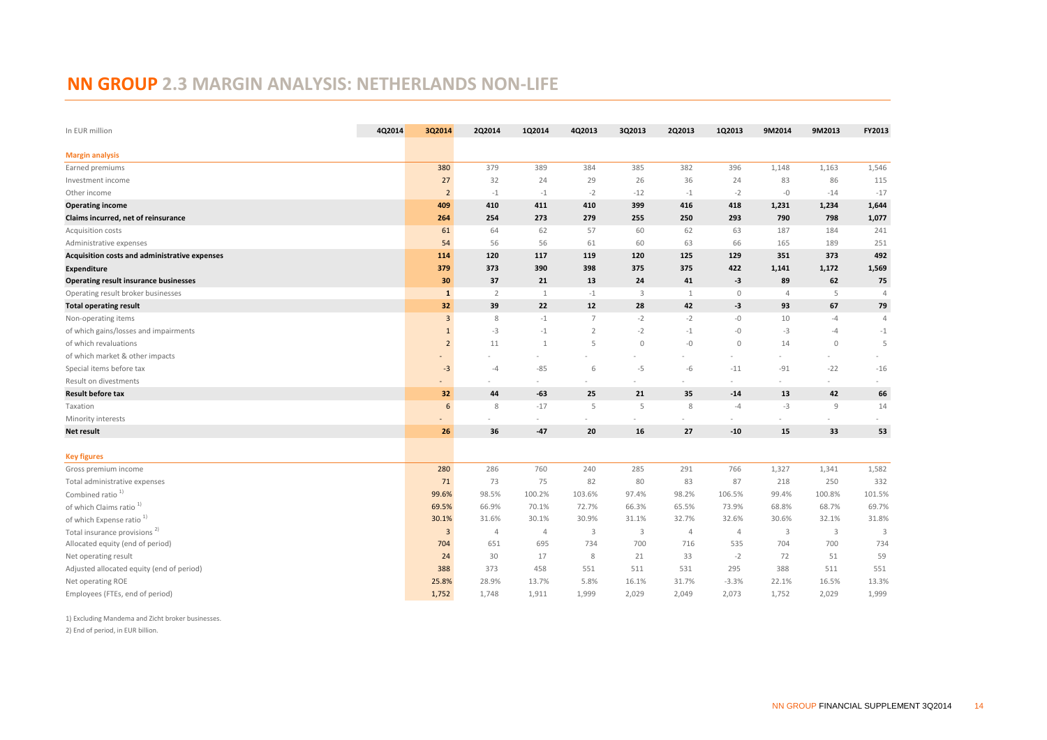# NN GROUP 2.3 MARGIN ANALYSIS: NETHERLANDS NON-LIFE

| In EUR million | 4Q2014 | 3Q2014 | 2Q2014 | 1Q2014 | 4Q2013 | 3Q2013 | 2Q2013 | 1Q2013 | 9M2014 | 9M2013 | FY2013 |
|---|---|---|---|---|---|---|---|---|---|---|---|
| **Margin analysis** | | | | | | | | | | | |
| Earned premiums | | 380 | 379 | 389 | 384 | 385 | 382 | 396 | 1,148 | 1,163 | 1,546 |
| Investment income | | 27 | 32 | 24 | 29 | 26 | 36 | 24 | 83 | 86 | 115 |
| Other income | | 2 | -1 | -1 | -2 | -12 | -1 | -2 | -0 | -14 | -17 |
| **Operating income** | | **409** | **410** | **411** | **410** | **399** | **416** | **418** | **1,231** | **1,234** | **1,644** |
| **Claims incurred, net of reinsurance** | | **264** | **254** | **273** | **279** | **255** | **250** | **293** | **790** | **798** | **1,077** |
| Acquisition costs | | 61 | 64 | 62 | 57 | 60 | 62 | 63 | 187 | 184 | 241 |
| Administrative expenses | | 54 | 56 | 56 | 61 | 60 | 63 | 66 | 165 | 189 | 251 |
| **Acquisition costs and administrative expenses** | | **114** | **120** | **117** | **119** | **120** | **125** | **129** | **351** | **373** | **492** |
| **Expenditure** | | **379** | **373** | **390** | **398** | **375** | **375** | **422** | **1,141** | **1,172** | **1,569** |
| **Operating result insurance businesses** | | **30** | **37** | **21** | **13** | **24** | **41** | **-3** | **89** | **62** | **75** |
| Operating result broker businesses | | 1 | 2 | 1 | -1 | 3 | 1 | 0 | 4 | 5 | 4 |
| **Total operating result** | | **32** | **39** | **22** | **12** | **28** | **42** | **-3** | **93** | **67** | **79** |
| Non-operating items | | 3 | 8 | -1 | 7 | -2 | -2 | -0 | 10 | -4 | 4 |
| of which gains/losses and impairments | | 1 | -3 | -1 | 2 | -2 | -1 | -0 | -3 | -4 | -1 |
| of which revaluations | | 2 | 11 | 1 | 5 | 0 | -0 | 0 | 14 | 0 | 5 |
| of which market & other impacts | | - | - | - | - | - | - | - | - | - | - |
| Special items before tax | | -3 | -4 | -85 | 6 | -5 | -6 | -11 | -91 | -22 | -16 |
| Result on divestments | | - | - | - | - | - | - | - | - | - | - |
| **Result before tax** | | **32** | **44** | **-63** | **25** | **21** | **35** | **-14** | **13** | **42** | **66** |
| Taxation | | 6 | 8 | -17 | 5 | 5 | 8 | -4 | -3 | 9 | 14 |
| Minority interests | | - | - | - | - | - | - | - | - | - | - |
| **Net result** | | **26** | **36** | **-47** | **20** | **16** | **27** | **-10** | **15** | **33** | **53** |
| **Key figures** | | | | | | | | | | | |
| Gross premium income | | 280 | 286 | 760 | 240 | 285 | 291 | 766 | 1,327 | 1,341 | 1,582 |
| Total administrative expenses | | 71 | 73 | 75 | 82 | 80 | 83 | 87 | 218 | 250 | 332 |
| Combined ratio [1] | | 99.6% | 98.5% | 100.2% | 103.6% | 97.4% | 98.2% | 106.5% | 99.4% | 100.8% | 101.5% |
| of which Claims ratio [1] | | 69.5% | 66.9% | 70.1% | 72.7% | 66.3% | 65.5% | 73.9% | 68.8% | 68.7% | 69.7% |
| of which Expense ratio [1] | | 30.1% | 31.6% | 30.1% | 30.9% | 31.1% | 32.7% | 32.6% | 30.6% | 32.1% | 31.8% |
| Total insurance provisions [2] | | 3 | 4 | 4 | 3 | 3 | 4 | 4 | 3 | 3 | 3 |
| Allocated equity (end of period) | | 704 | 651 | 695 | 734 | 700 | 716 | 535 | 704 | 700 | 734 |
| Net operating result | | 24 | 30 | 17 | 8 | 21 | 33 | -2 | 72 | 51 | 59 |
| Adjusted allocated equity (end of period) | | 388 | 373 | 458 | 551 | 511 | 531 | 295 | 388 | 511 | 551 |
| Net operating ROE | | 25.8% | 28.9% | 13.7% | 5.8% | 16.1% | 31.7% | -3.3% | 22.1% | 16.5% | 13.3% |
| Employees (FTEs, end of period) | | 1,752 | 1,748 | 1,911 | 1,999 | 2,029 | 2,049 | 2,073 | 1,752 | 2,029 | 1,999 |

1) Excluding Mandema and Zicht broker businesses.

2) End of period, in EUR billion.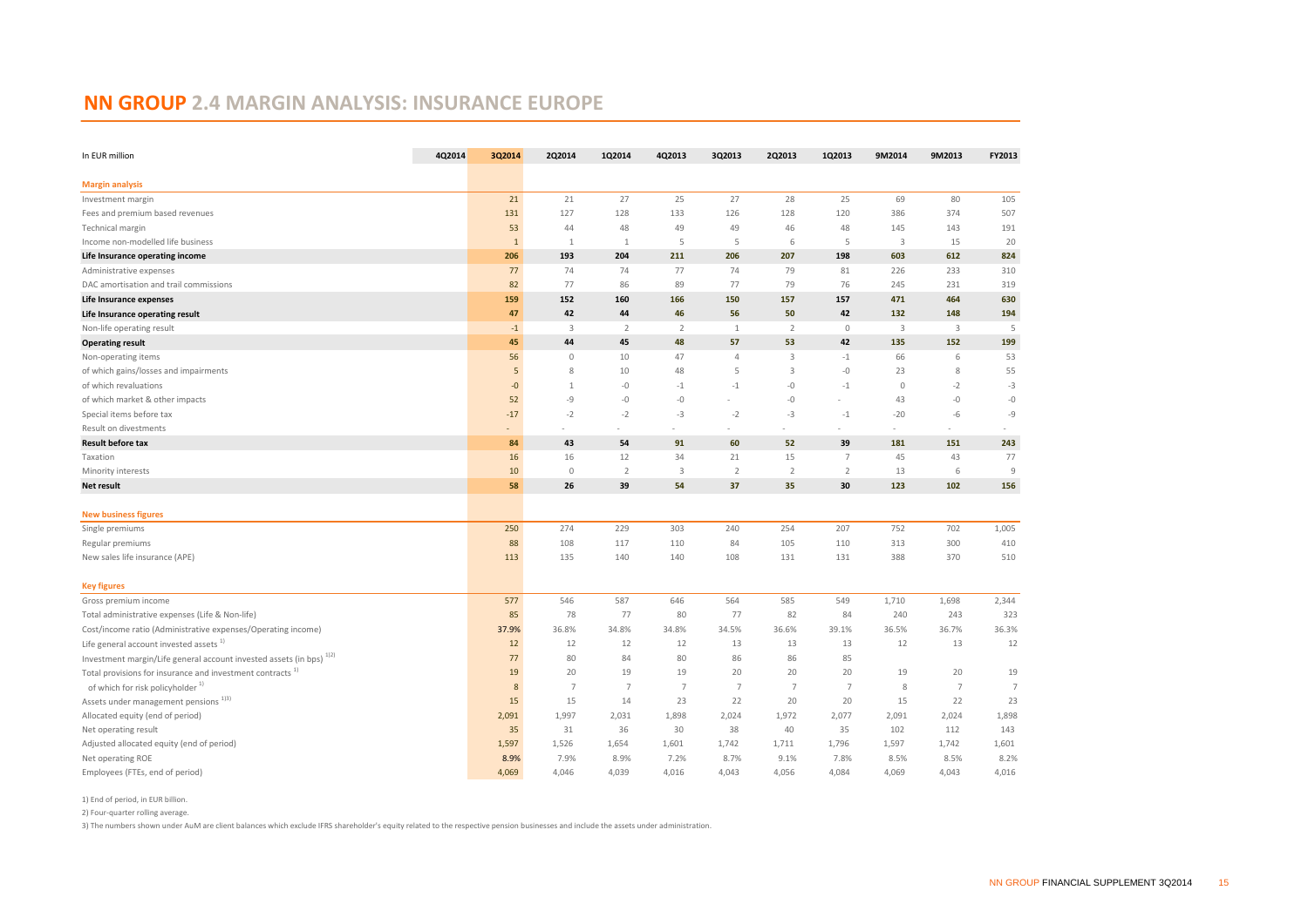# NN GROUP 2.4 MARGIN ANALYSIS: INSURANCE EUROPE

| In EUR million | 4Q2014 | 3Q2014 | 2Q2014 | 1Q2014 | 4Q2013 | 3Q2013 | 2Q2013 | 1Q2013 | 9M2014 | 9M2013 | FY2013 |
|---|---|---|---|---|---|---|---|---|---|---|---|
| **Margin analysis** | | | | | | | | | | | |
| Investment margin | | 21 | 21 | 27 | 25 | 27 | 28 | 25 | 69 | 80 | 105 |
| Fees and premium based revenues | | 131 | 127 | 128 | 133 | 126 | 128 | 120 | 386 | 374 | 507 |
| Technical margin | | 53 | 44 | 48 | 49 | 49 | 46 | 48 | 145 | 143 | 191 |
| Income non-modelled life business | | 1 | 1 | 1 | 5 | 5 | 6 | 5 | 3 | 15 | 20 |
| **Life Insurance operating income** | | **206** | **193** | **204** | **211** | **206** | **207** | **198** | **603** | **612** | **824** |
| Administrative expenses | | 77 | 74 | 74 | 77 | 74 | 79 | 81 | 226 | 233 | 310 |
| DAC amortisation and trail commissions | | 82 | 77 | 86 | 89 | 77 | 79 | 76 | 245 | 231 | 319 |
| **Life Insurance expenses** | | **159** | **152** | **160** | **166** | **150** | **157** | **157** | **471** | **464** | **630** |
| **Life Insurance operating result** | | **47** | **42** | **44** | **46** | **56** | **50** | **42** | **132** | **148** | **194** |
| Non-life operating result | | -1 | 3 | 2 | 2 | 1 | 2 | 0 | 3 | 3 | 5 |
| **Operating result** | | **45** | **44** | **45** | **48** | **57** | **53** | **42** | **135** | **152** | **199** |
| Non-operating items | | 56 | 0 | 10 | 47 | 4 | 3 | -1 | 66 | 6 | 53 |
| of which gains/losses and impairments | | 5 | 8 | 10 | 48 | 5 | 3 | -0 | 23 | 8 | 55 |
| of which revaluations | | -0 | 1 | -0 | -1 | -1 | -0 | -1 | 0 | -2 | -3 |
| of which market & other impacts | | 52 | -9 | -0 | -0 | - | -0 | - | 43 | -0 | -0 |
| Special items before tax | | -17 | -2 | -2 | -3 | -2 | -3 | -1 | -20 | -6 | -9 |
| Result on divestments | | - | - | - | - | - | - | - | - | - | - |
| **Result before tax** | | **84** | **43** | **54** | **91** | **60** | **52** | **39** | **181** | **151** | **243** |
| Taxation | | 16 | 16 | 12 | 34 | 21 | 15 | 7 | 45 | 43 | 77 |
| Minority interests | | 10 | 0 | 2 | 3 | 2 | 2 | 2 | 13 | 6 | 9 |
| **Net result** | | **58** | **26** | **39** | **54** | **37** | **35** | **30** | **123** | **102** | **156** |
| **New business figures** | | | | | | | | | | | |
| Single premiums | | 250 | 274 | 229 | 303 | 240 | 254 | 207 | 752 | 702 | 1,005 |
| Regular premiums | | 88 | 108 | 117 | 110 | 84 | 105 | 110 | 313 | 300 | 410 |
| New sales life insurance (APE) | | 113 | 135 | 140 | 140 | 108 | 131 | 131 | 388 | 370 | 510 |
| **Key figures** | | | | | | | | | | | |
| Gross premium income | | 577 | 546 | 587 | 646 | 564 | 585 | 549 | 1,710 | 1,698 | 2,344 |
| Total administrative expenses (Life & Non-life) | | 85 | 78 | 77 | 80 | 77 | 82 | 84 | 240 | 243 | 323 |
| Cost/income ratio (Administrative expenses/Operating income) | | 37.9% | 36.8% | 34.8% | 34.8% | 34.5% | 36.6% | 39.1% | 36.5% | 36.7% | 36.3% |
| Life general account invested assets [1] | | 12 | 12 | 12 | 12 | 13 | 13 | 13 | 12 | 13 | 12 |
| Investment margin/Life general account invested assets (in bps) [1][2] | | 77 | 80 | 84 | 80 | 86 | 86 | 85 | | | |
| Total provisions for insurance and investment contracts [1] | | 19 | 20 | 19 | 19 | 20 | 20 | 20 | 19 | 20 | 19 |
| of which for risk policyholder [1] | | 8 | 7 | 7 | 7 | 7 | 7 | 7 | 8 | 7 | 7 |
| Assets under management pensions [1][3] | | 15 | 15 | 14 | 23 | 22 | 20 | 20 | 15 | 22 | 23 |
| Allocated equity (end of period) | | 2,091 | 1,997 | 2,031 | 1,898 | 2,024 | 1,972 | 2,077 | 2,091 | 2,024 | 1,898 |
| Net operating result | | 35 | 31 | 36 | 30 | 38 | 40 | 35 | 102 | 112 | 143 |
| Adjusted allocated equity (end of period) | | 1,597 | 1,526 | 1,654 | 1,601 | 1,742 | 1,711 | 1,796 | 1,597 | 1,742 | 1,601 |
| Net operating ROE | | 8.9% | 7.9% | 8.9% | 7.2% | 8.7% | 9.1% | 7.8% | 8.5% | 8.5% | 8.2% |
| Employees (FTEs, end of period) | | 4,069 | 4,046 | 4,039 | 4,016 | 4,043 | 4,056 | 4,084 | 4,069 | 4,043 | 4,016 |

1) End of period, in EUR billion.

2) Four-quarter rolling average.

3) The numbers shown under AuM are client balances which exclude IFRS shareholder's equity related to the respective pension businesses and include the assets under administration.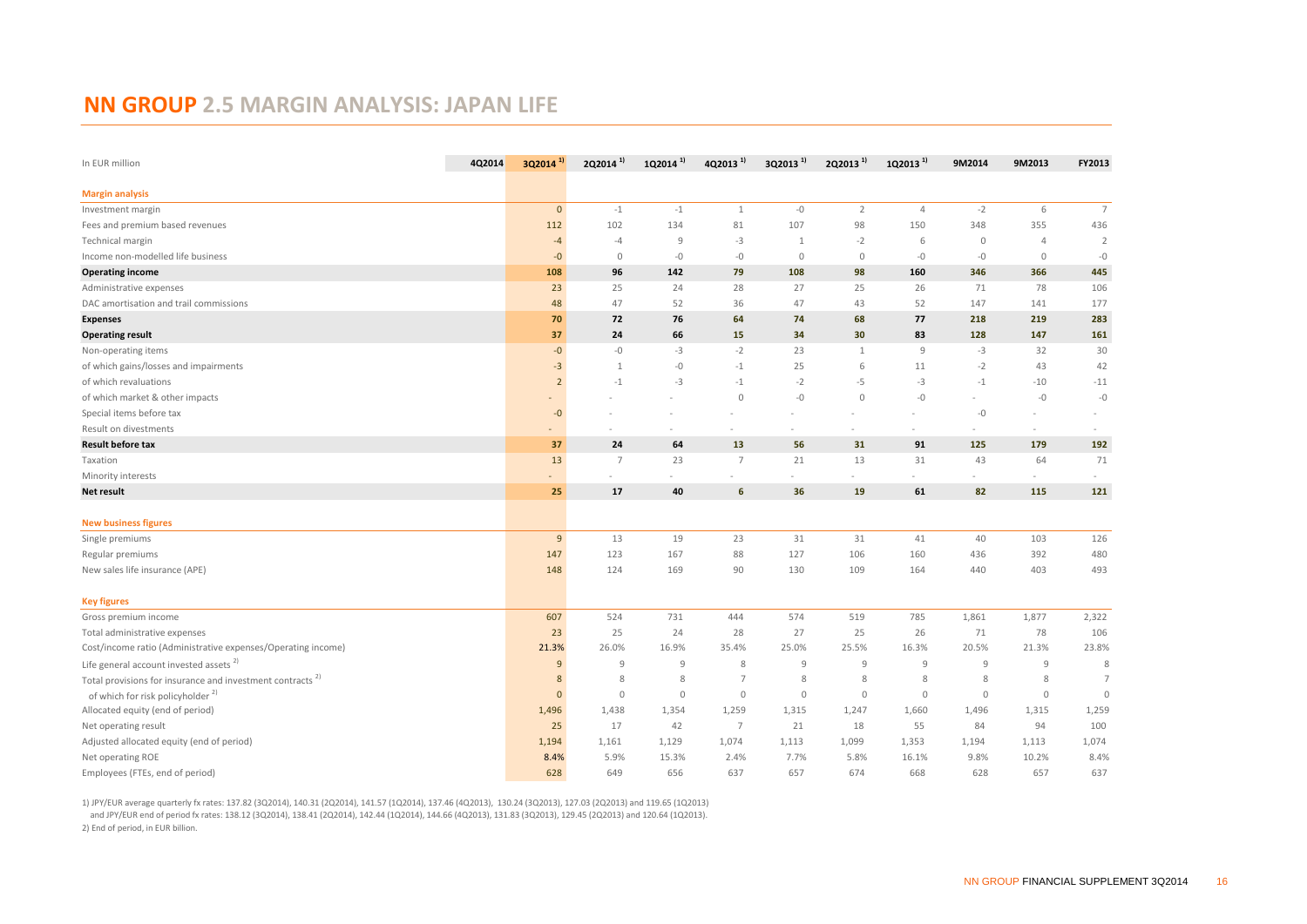# NN GROUP 2.5 MARGIN ANALYSIS: JAPAN LIFE

| In EUR million | 4Q2014 | 3Q2014 [1] | 2Q2014 [1] | 1Q2014 [1] | 4Q2013 [1] | 3Q2013 [1] | 2Q2013 [1] | 1Q2013 [1] | 9M2014 | 9M2013 | FY2013 |
|---|---|---|---|---|---|---|---|---|---|---|---|
| **Margin analysis** | | | | | | | | | | | |
| Investment margin | | 0 | -1 | -1 | 1 | -0 | 2 | 4 | -2 | 6 | 7 |
| Fees and premium based revenues | | 112 | 102 | 134 | 81 | 107 | 98 | 150 | 348 | 355 | 436 |
| Technical margin | | -4 | -4 | 9 | -3 | 1 | -2 | 6 | 0 | 4 | 2 |
| Income non-modelled life business | | -0 | 0 | -0 | -0 | 0 | 0 | -0 | -0 | 0 | -0 |
| **Operating income** | | **108** | **96** | **142** | **79** | **108** | **98** | **160** | **346** | **366** | **445** |
| Administrative expenses | | 23 | 25 | 24 | 28 | 27 | 25 | 26 | 71 | 78 | 106 |
| DAC amortisation and trail commissions | | 48 | 47 | 52 | 36 | 47 | 43 | 52 | 147 | 141 | 177 |
| **Expenses** | | **70** | **72** | **76** | **64** | **74** | **68** | **77** | **218** | **219** | **283** |
| **Operating result** | | **37** | **24** | **66** | **15** | **34** | **30** | **83** | **128** | **147** | **161** |
| Non-operating items | | -0 | -0 | -3 | -2 | 23 | 1 | 9 | -3 | 32 | 30 |
| of which gains/losses and impairments | | -3 | 1 | -0 | -1 | 25 | 6 | 11 | -2 | 43 | 42 |
| of which revaluations | | 2 | -1 | -3 | -1 | -2 | -5 | -3 | -1 | -10 | -11 |
| of which market & other impacts | | - | - | - | 0 | -0 | 0 | -0 | - | -0 | -0 |
| Special items before tax | | -0 | - | - | - | - | - | - | -0 | - | - |
| Result on divestments | | - | - | - | - | - | - | - | - | - | - |
| **Result before tax** | | **37** | **24** | **64** | **13** | **56** | **31** | **91** | **125** | **179** | **192** |
| Taxation | | 13 | 7 | 23 | 7 | 21 | 13 | 31 | 43 | 64 | 71 |
| Minority interests | | - | - | - | - | - | - | - | - | - | - |
| **Net result** | | **25** | **17** | **40** | **6** | **36** | **19** | **61** | **82** | **115** | **121** |
| **New business figures** | | | | | | | | | | | |
| Single premiums | | 9 | 13 | 19 | 23 | 31 | 31 | 41 | 40 | 103 | 126 |
| Regular premiums | | 147 | 123 | 167 | 88 | 127 | 106 | 160 | 436 | 392 | 480 |
| New sales life insurance (APE) | | 148 | 124 | 169 | 90 | 130 | 109 | 164 | 440 | 403 | 493 |
| **Key figures** | | | | | | | | | | | |
| Gross premium income | | 607 | 524 | 731 | 444 | 574 | 519 | 785 | 1,861 | 1,877 | 2,322 |
| Total administrative expenses | | 23 | 25 | 24 | 28 | 27 | 25 | 26 | 71 | 78 | 106 |
| Cost/income ratio (Administrative expenses/Operating income) | | 21.3% | 26.0% | 16.9% | 35.4% | 25.0% | 25.5% | 16.3% | 20.5% | 21.3% | 23.8% |
| Life general account invested assets [2] | | 9 | 9 | 9 | 8 | 9 | 9 | 9 | 9 | 9 | 8 |
| Total provisions for insurance and investment contracts [2] | | 8 | 8 | 8 | 7 | 8 | 8 | 8 | 8 | 8 | 7 |
| of which for risk policyholder [2] | | 0 | 0 | 0 | 0 | 0 | 0 | 0 | 0 | 0 | 0 |
| Allocated equity (end of period) | | 1,496 | 1,438 | 1,354 | 1,259 | 1,315 | 1,247 | 1,660 | 1,496 | 1,315 | 1,259 |
| Net operating result | | 25 | 17 | 42 | 7 | 21 | 18 | 55 | 84 | 94 | 100 |
| Adjusted allocated equity (end of period) | | 1,194 | 1,161 | 1,129 | 1,074 | 1,113 | 1,099 | 1,353 | 1,194 | 1,113 | 1,074 |
| Net operating ROE | | 8.4% | 5.9% | 15.3% | 2.4% | 7.7% | 5.8% | 16.1% | 9.8% | 10.2% | 8.4% |
| Employees (FTEs, end of period) | | 628 | 649 | 656 | 637 | 657 | 674 | 668 | 628 | 657 | 637 |

1) JPY/EUR average quarterly fx rates: 137.82 (3Q2014), 140.31 (2Q2014), 141.57 (1Q2014), 137.46 (4Q2013), 130.24 (3Q2013), 127.03 (2Q2013) and 119.65 (1Q2013) and JPY/EUR end of period fx rates: 138.12 (3Q2014), 138.41 (2Q2014), 142.44 (1Q2014), 144.66 (4Q2013), 131.83 (3Q2013), 129.45 (2Q2013) and 120.64 (1Q2013).

2) End of period, in EUR billion.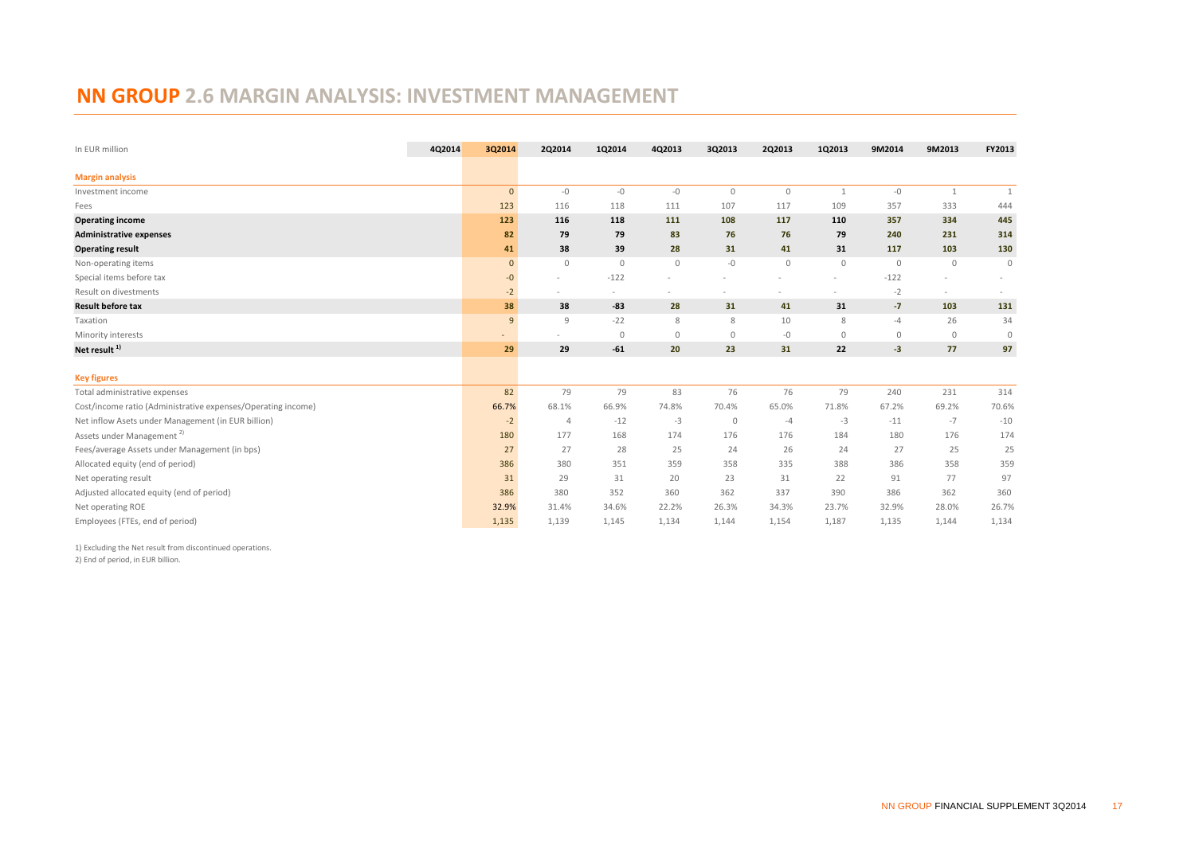# NN GROUP 2.6 MARGIN ANALYSIS: INVESTMENT MANAGEMENT

| In EUR million | 4Q2014 | 3Q2014 | 2Q2014 | 1Q2014 | 4Q2013 | 3Q2013 | 2Q2013 | 1Q2013 | 9M2014 | 9M2013 | FY2013 |
|---|---|---|---|---|---|---|---|---|---|---|---|
| **Margin analysis** | | | | | | | | | | | |
| Investment income | | 0 | -0 | -0 | -0 | 0 | 0 | 1 | -0 | 1 | 1 |
| Fees | | 123 | 116 | 118 | 111 | 107 | 117 | 109 | 357 | 333 | 444 |
| **Operating income** | | **123** | **116** | **118** | **111** | **108** | **117** | **110** | **357** | **334** | **445** |
| **Administrative expenses** | | **82** | **79** | **79** | **83** | **76** | **76** | **79** | **240** | **231** | **314** |
| **Operating result** | | **41** | **38** | **39** | **28** | **31** | **41** | **31** | **117** | **103** | **130** |
| Non-operating items | | 0 | 0 | 0 | 0 | -0 | 0 | 0 | 0 | 0 | 0 |
| Special items before tax | | -0 | - | -122 | - | - | - | - | -122 | - | - |
| Result on divestments | | -2 | - | - | - | - | - | - | -2 | - | - |
| **Result before tax** | | **38** | **38** | **-83** | **28** | **31** | **41** | **31** | **-7** | **103** | **131** |
| Taxation | | 9 | 9 | -22 | 8 | 8 | 10 | 8 | -4 | 26 | 34 |
| Minority interests | | - | - | 0 | 0 | 0 | -0 | 0 | 0 | 0 | 0 |
| **Net result [1)]** | | **29** | **29** | **-61** | **20** | **23** | **31** | **22** | **-3** | **77** | **97** |
| **Key figures** | | | | | | | | | | | |
| Total administrative expenses | | 82 | 79 | 79 | 83 | 76 | 76 | 79 | 240 | 231 | 314 |
| Cost/income ratio (Administrative expenses/Operating income) | | 66.7% | 68.1% | 66.9% | 74.8% | 70.4% | 65.0% | 71.8% | 67.2% | 69.2% | 70.6% |
| Net inflow Asets under Management (in EUR billion) | | -2 | 4 | -12 | -3 | 0 | -4 | -3 | -11 | -7 | -10 |
| Assets under Management [2)] | | 180 | 177 | 168 | 174 | 176 | 176 | 184 | 180 | 176 | 174 |
| Fees/average Assets under Management (in bps) | | 27 | 27 | 28 | 25 | 24 | 26 | 24 | 27 | 25 | 25 |
| Allocated equity (end of period) | | 386 | 380 | 351 | 359 | 358 | 335 | 388 | 386 | 358 | 359 |
| Net operating result | | 31 | 29 | 31 | 20 | 23 | 31 | 22 | 91 | 77 | 97 |
| Adjusted allocated equity (end of period) | | 386 | 380 | 352 | 360 | 362 | 337 | 390 | 386 | 362 | 360 |
| Net operating ROE | | 32.9% | 31.4% | 34.6% | 22.2% | 26.3% | 34.3% | 23.7% | 32.9% | 28.0% | 26.7% |
| Employees (FTEs, end of period) | | 1,135 | 1,139 | 1,145 | 1,134 | 1,144 | 1,154 | 1,187 | 1,135 | 1,144 | 1,134 |

1) Excluding the Net result from discontinued operations.
2) End of period, in EUR billion.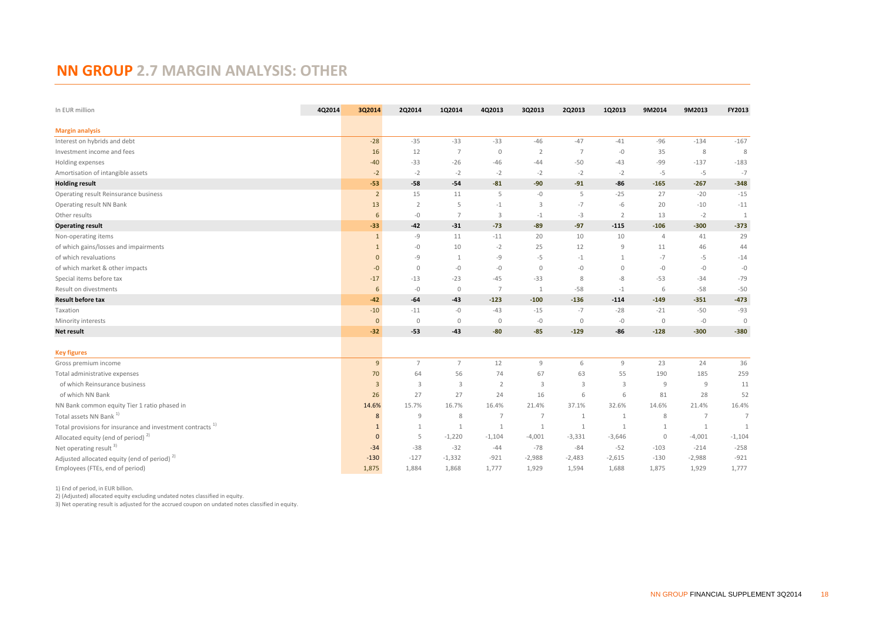# NN GROUP 2.7 MARGIN ANALYSIS: OTHER

| In EUR million | 4Q2014 | 3Q2014 | 2Q2014 | 1Q2014 | 4Q2013 | 3Q2013 | 2Q2013 | 1Q2013 | 9M2014 | 9M2013 | FY2013 |
|---|---|---|---|---|---|---|---|---|---|---|---|
| **Margin analysis** | | | | | | | | | | | |
| Interest on hybrids and debt | | -28 | -35 | -33 | -33 | -46 | -47 | -41 | -96 | -134 | -167 |
| Investment income and fees | | 16 | 12 | 7 | 0 | 2 | 7 | -0 | 35 | 8 | 8 |
| Holding expenses | | -40 | -33 | -26 | -46 | -44 | -50 | -43 | -99 | -137 | -183 |
| Amortisation of intangible assets | | -2 | -2 | -2 | -2 | -2 | -2 | -2 | -5 | -5 | -7 |
| **Holding result** | | **-53** | **-58** | **-54** | **-81** | **-90** | **-91** | **-86** | **-165** | **-267** | **-348** |
| Operating result Reinsurance business | | 2 | 15 | 11 | 5 | -0 | 5 | -25 | 27 | -20 | -15 |
| Operating result NN Bank | | 13 | 2 | 5 | -1 | 3 | -7 | -6 | 20 | -10 | -11 |
| Other results | | 6 | -0 | 7 | 3 | -1 | -3 | 2 | 13 | -2 | 1 |
| **Operating result** | | **-33** | **-42** | **-31** | **-73** | **-89** | **-97** | **-115** | **-106** | **-300** | **-373** |
| Non-operating items | | 1 | -9 | 11 | -11 | 20 | 10 | 10 | 4 | 41 | 29 |
| of which gains/losses and impairments | | 1 | -0 | 10 | -2 | 25 | 12 | 9 | 11 | 46 | 44 |
| of which revaluations | | 0 | -9 | 1 | -9 | -5 | -1 | 1 | -7 | -5 | -14 |
| of which market & other impacts | | -0 | 0 | -0 | -0 | 0 | -0 | 0 | -0 | -0 | -0 |
| Special items before tax | | -17 | -13 | -23 | -45 | -33 | 8 | -8 | -53 | -34 | -79 |
| Result on divestments | | 6 | -0 | 0 | 7 | 1 | -58 | -1 | 6 | -58 | -50 |
| **Result before tax** | | **-42** | **-64** | **-43** | **-123** | **-100** | **-136** | **-114** | **-149** | **-351** | **-473** |
| Taxation | | -10 | -11 | -0 | -43 | -15 | -7 | -28 | -21 | -50 | -93 |
| Minority interests | | 0 | 0 | 0 | 0 | -0 | 0 | -0 | 0 | -0 | 0 |
| **Net result** | | **-32** | **-53** | **-43** | **-80** | **-85** | **-129** | **-86** | **-128** | **-300** | **-380** |
| **Key figures** | | | | | | | | | | | |
| Gross premium income | | 9 | 7 | 7 | 12 | 9 | 6 | 9 | 23 | 24 | 36 |
| Total administrative expenses | | 70 | 64 | 56 | 74 | 67 | 63 | 55 | 190 | 185 | 259 |
| of which Reinsurance business | | 3 | 3 | 3 | 2 | 3 | 3 | 3 | 9 | 9 | 11 |
| of which NN Bank | | 26 | 27 | 27 | 24 | 16 | 6 | 6 | 81 | 28 | 52 |
| NN Bank common equity Tier 1 ratio phased in | | 14.6% | 15.7% | 16.7% | 16.4% | 21.4% | 37.1% | 32.6% | 14.6% | 21.4% | 16.4% |
| Total assets NN Bank [1] | | 8 | 9 | 8 | 7 | 7 | 1 | 1 | 8 | 7 | 7 |
| Total provisions for insurance and investment contracts [1] | | 1 | 1 | 1 | 1 | 1 | 1 | 1 | 1 | 1 | 1 |
| Allocated equity (end of period) [2] | | 0 | 5 | -1,220 | -1,104 | -4,001 | -3,331 | -3,646 | 0 | -4,001 | -1,104 |
| Net operating result [3] | | -34 | -38 | -32 | -44 | -78 | -84 | -52 | -103 | -214 | -258 |
| Adjusted allocated equity (end of period) [2] | | -130 | -127 | -1,332 | -921 | -2,988 | -2,483 | -2,615 | -130 | -2,988 | -921 |
| Employees (FTEs, end of period) | | 1,875 | 1,884 | 1,868 | 1,777 | 1,929 | 1,594 | 1,688 | 1,875 | 1,929 | 1,777 |

1) End of period, in EUR billion.
2) (Adjusted) allocated equity excluding undated notes classified in equity.
3) Net operating result is adjusted for the accrued coupon on undated notes classified in equity.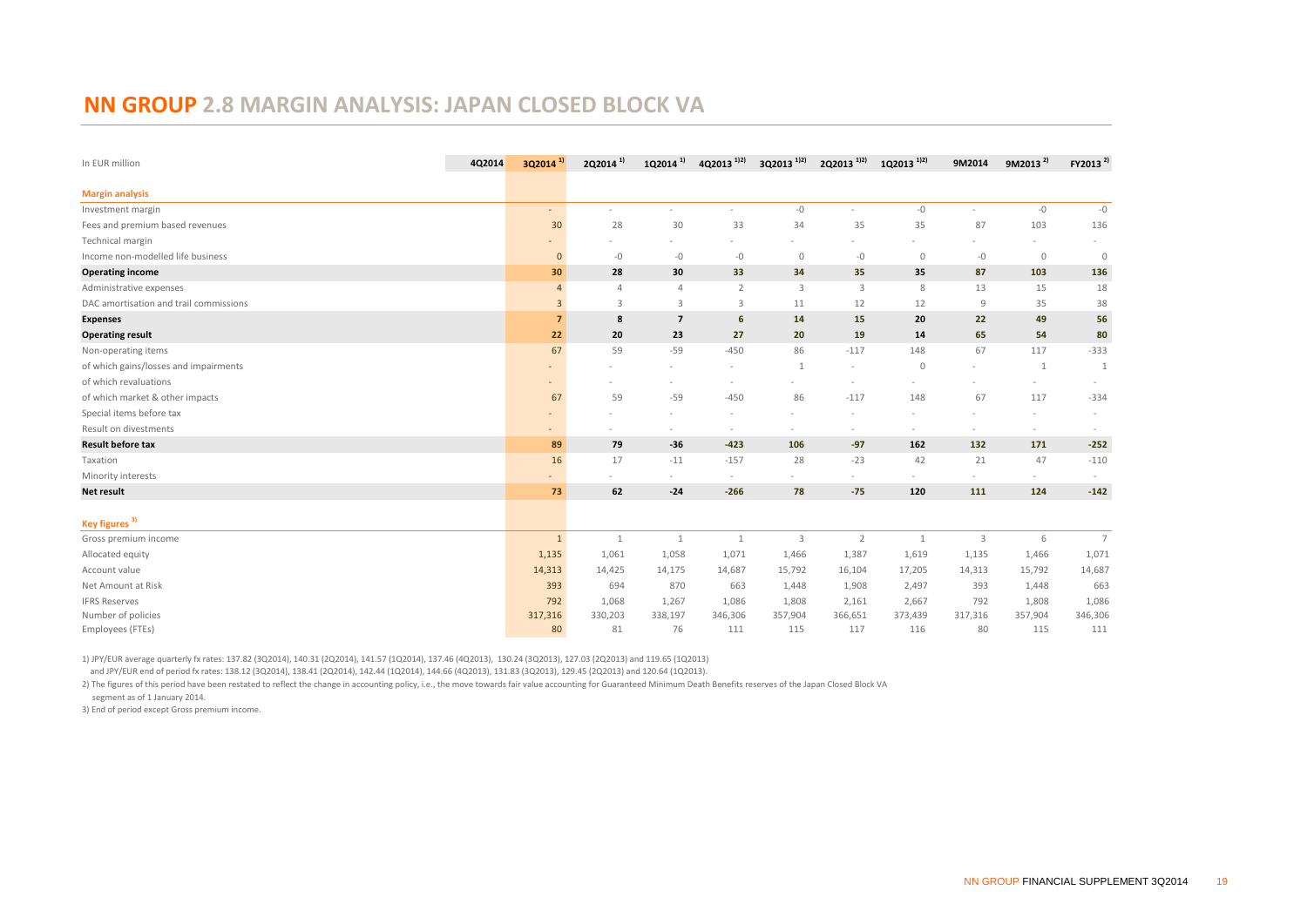# NN GROUP 2.8 MARGIN ANALYSIS: JAPAN CLOSED BLOCK VA

| In EUR million | 4Q2014 | 3Q2014 [1] | 2Q2014 [1] | 1Q2014 [1] | 4Q2013 [1,2] | 3Q2013 [1,2] | 2Q2013 [1,2] | 1Q2013 [1,2] | 9M2014 | 9M2013 [2] | FY2013 [2] |
|---|---|---|---|---|---|---|---|---|---|---|---|
| **Margin analysis** | | | | | | | | | | | |
| Investment margin | | - | - | - | - | -0 | - | -0 | - | -0 | -0 |
| Fees and premium based revenues | | 30 | 28 | 30 | 33 | 34 | 35 | 35 | 87 | 103 | 136 |
| Technical margin | | - | - | - | - | - | - | - | - | - | - |
| Income non-modelled life business | | 0 | -0 | -0 | -0 | 0 | -0 | 0 | -0 | 0 | 0 |
| **Operating income** | | **30** | **28** | **30** | **33** | **34** | **35** | **35** | **87** | **103** | **136** |
| Administrative expenses | | 4 | 4 | 4 | 2 | 3 | 3 | 8 | 13 | 15 | 18 |
| DAC amortisation and trail commissions | | 3 | 3 | 3 | 3 | 11 | 12 | 12 | 9 | 35 | 38 |
| **Expenses** | | **7** | **8** | **7** | **6** | **14** | **15** | **20** | **22** | **49** | **56** |
| **Operating result** | | **22** | **20** | **23** | **27** | **20** | **19** | **14** | **65** | **54** | **80** |
| Non-operating items | | 67 | 59 | -59 | -450 | 86 | -117 | 148 | 67 | 117 | -333 |
| of which gains/losses and impairments | | - | - | - | - | 1 | - | 0 | - | 1 | 1 |
| of which revaluations | | - | - | - | - | - | - | - | - | - | - |
| of which market & other impacts | | 67 | 59 | -59 | -450 | 86 | -117 | 148 | 67 | 117 | -334 |
| Special items before tax | | - | - | - | - | - | - | - | - | - | - |
| Result on divestments | | - | - | - | - | - | - | - | - | - | - |
| **Result before tax** | | **89** | **79** | **-36** | **-423** | **106** | **-97** | **162** | **132** | **171** | **-252** |
| Taxation | | 16 | 17 | -11 | -157 | 28 | -23 | 42 | 21 | 47 | -110 |
| Minority interests | | - | - | - | - | - | - | - | - | - | - |
| **Net result** | | **73** | **62** | **-24** | **-266** | **78** | **-75** | **120** | **111** | **124** | **-142** |
| **Key figures [3]** | | | | | | | | | | | |
| Gross premium income | | 1 | 1 | 1 | 1 | 3 | 2 | 1 | 3 | 6 | 7 |
| Allocated equity | | 1,135 | 1,061 | 1,058 | 1,071 | 1,466 | 1,387 | 1,619 | 1,135 | 1,466 | 1,071 |
| Account value | | 14,313 | 14,425 | 14,175 | 14,687 | 15,792 | 16,104 | 17,205 | 14,313 | 15,792 | 14,687 |
| Net Amount at Risk | | 393 | 694 | 870 | 663 | 1,448 | 1,908 | 2,497 | 393 | 1,448 | 663 |
| IFRS Reserves | | 792 | 1,068 | 1,267 | 1,086 | 1,808 | 2,161 | 2,667 | 792 | 1,808 | 1,086 |
| Number of policies | | 317,316 | 330,203 | 338,197 | 346,306 | 357,904 | 366,651 | 373,439 | 317,316 | 357,904 | 346,306 |
| Employees (FTEs) | | 80 | 81 | 76 | 111 | 115 | 117 | 116 | 80 | 115 | 111 |

1) JPY/EUR average quarterly fx rates: 137.82 (3Q2014), 140.31 (2Q2014), 141.57 (1Q2014), 137.46 (4Q2013), 130.24 (3Q2013), 127.03 (2Q2013) and 119.65 (1Q2013) and JPY/EUR end of period fx rates: 138.12 (3Q2014), 138.41 (2Q2014), 142.44 (1Q2014), 144.66 (4Q2013), 131.83 (3Q2013), 129.45 (2Q2013) and 120.64 (1Q2013).

2) The figures of this period have been restated to reflect the change in accounting policy, i.e., the move towards fair value accounting for Guaranteed Minimum Death Benefits reserves of the Japan Closed Block VA segment as of 1 January 2014.

3) End of period except Gross premium income.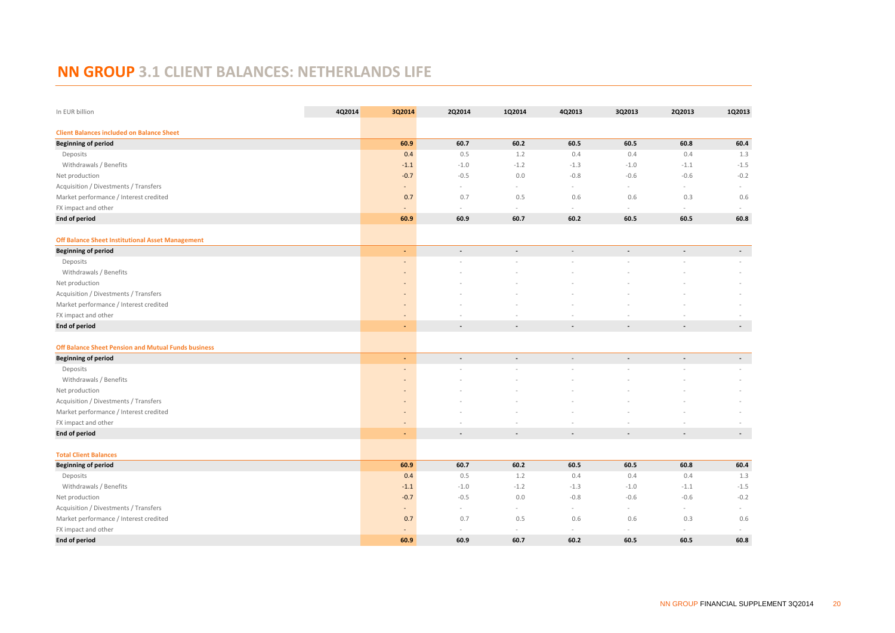# NN GROUP 3.1 CLIENT BALANCES: NETHERLANDS LIFE

| In EUR billion | 4Q2014 | 3Q2014 | 2Q2014 | 1Q2014 | 4Q2013 | 3Q2013 | 2Q2013 | 1Q2013 |
|---|---|---|---|---|---|---|---|---|
| **Client Balances included on Balance Sheet** | | | | | | | | |
| **Beginning of period** | | **60.9** | **60.7** | **60.2** | **60.5** | **60.5** | **60.8** | **60.4** |
| Deposits | | 0.4 | 0.5 | 1.2 | 0.4 | 0.4 | 0.4 | 1.3 |
| Withdrawals / Benefits | | -1.1 | -1.0 | -1.2 | -1.3 | -1.0 | -1.1 | -1.5 |
| Net production | | -0.7 | -0.5 | 0.0 | -0.8 | -0.6 | -0.6 | -0.2 |
| Acquisition / Divestments / Transfers | | - | - | - | - | - | - | - |
| Market performance / Interest credited | | 0.7 | 0.7 | 0.5 | 0.6 | 0.6 | 0.3 | 0.6 |
| FX impact and other | | - | - | - | - | - | - | - |
| **End of period** | | **60.9** | **60.9** | **60.7** | **60.2** | **60.5** | **60.5** | **60.8** |
| | | | | | | | | |
| **Off Balance Sheet Institutional Asset Management** | | | | | | | | |
| **Beginning of period** | | **-** | **-** | **-** | **-** | **-** | **-** | **-** |
| Deposits | | - | - | - | - | - | - | - |
| Withdrawals / Benefits | | - | - | - | - | - | - | - |
| Net production | | - | - | - | - | - | - | - |
| Acquisition / Divestments / Transfers | | - | - | - | - | - | - | - |
| Market performance / Interest credited | | - | - | - | - | - | - | - |
| FX impact and other | | - | - | - | - | - | - | - |
| **End of period** | | **-** | **-** | **-** | **-** | **-** | **-** | **-** |
| | | | | | | | | |
| **Off Balance Sheet Pension and Mutual Funds business** | | | | | | | | |
| **Beginning of period** | | **-** | **-** | **-** | **-** | **-** | **-** | **-** |
| Deposits | | - | - | - | - | - | - | - |
| Withdrawals / Benefits | | - | - | - | - | - | - | - |
| Net production | | - | - | - | - | - | - | - |
| Acquisition / Divestments / Transfers | | - | - | - | - | - | - | - |
| Market performance / Interest credited | | - | - | - | - | - | - | - |
| FX impact and other | | - | - | - | - | - | - | - |
| **End of period** | | **-** | **-** | **-** | **-** | **-** | **-** | **-** |
| | | | | | | | | |
| **Total Client Balances** | | | | | | | | |
| **Beginning of period** | | **60.9** | **60.7** | **60.2** | **60.5** | **60.5** | **60.8** | **60.4** |
| Deposits | | 0.4 | 0.5 | 1.2 | 0.4 | 0.4 | 0.4 | 1.3 |
| Withdrawals / Benefits | | -1.1 | -1.0 | -1.2 | -1.3 | -1.0 | -1.1 | -1.5 |
| Net production | | -0.7 | -0.5 | 0.0 | -0.8 | -0.6 | -0.6 | -0.2 |
| Acquisition / Divestments / Transfers | | - | - | - | - | - | - | - |
| Market performance / Interest credited | | 0.7 | 0.7 | 0.5 | 0.6 | 0.6 | 0.3 | 0.6 |
| FX impact and other | | - | - | - | - | - | - | - |
| **End of period** | | **60.9** | **60.9** | **60.7** | **60.2** | **60.5** | **60.5** | **60.8** |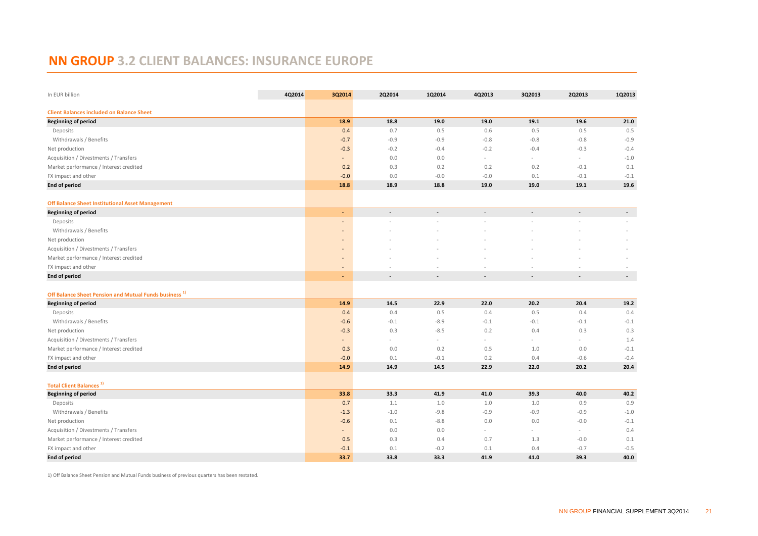# NN GROUP 3.2 CLIENT BALANCES: INSURANCE EUROPE

| In EUR billion | 4Q2014 | 3Q2014 | 2Q2014 | 1Q2014 | 4Q2013 | 3Q2013 | 2Q2013 | 1Q2013 |
|---|---|---|---|---|---|---|---|---|
| **Client Balances included on Balance Sheet** | | | | | | | | |
| **Beginning of period** | | **18.9** | **18.8** | **19.0** | **19.0** | **19.1** | **19.6** | **21.0** |
| Deposits | | 0.4 | 0.7 | 0.5 | 0.6 | 0.5 | 0.5 | 0.5 |
| Withdrawals / Benefits | | -0.7 | -0.9 | -0.9 | -0.8 | -0.8 | -0.8 | -0.9 |
| Net production | | -0.3 | -0.2 | -0.4 | -0.2 | -0.4 | -0.3 | -0.4 |
| Acquisition / Divestments / Transfers | | - | 0.0 | 0.0 | - | - | - | -1.0 |
| Market performance / Interest credited | | 0.2 | 0.3 | 0.2 | 0.2 | 0.2 | -0.1 | 0.1 |
| FX impact and other | | -0.0 | 0.0 | -0.0 | -0.0 | 0.1 | -0.1 | -0.1 |
| **End of period** | | **18.8** | **18.9** | **18.8** | **19.0** | **19.0** | **19.1** | **19.6** |
| **Off Balance Sheet Institutional Asset Management** | | | | | | | | |
| **Beginning of period** | | - | - | - | - | - | - | - |
| Deposits | | - | - | - | - | - | - | - |
| Withdrawals / Benefits | | - | - | - | - | - | - | - |
| Net production | | - | - | - | - | - | - | - |
| Acquisition / Divestments / Transfers | | - | - | - | - | - | - | - |
| Market performance / Interest credited | | - | - | - | - | - | - | - |
| FX impact and other | | - | - | - | - | - | - | - |
| **End of period** | | - | - | - | - | - | - | - |
| **Off Balance Sheet Pension and Mutual Funds business** [1] | | | | | | | | |
| **Beginning of period** | | **14.9** | **14.5** | **22.9** | **22.0** | **20.2** | **20.4** | **19.2** |
| Deposits | | 0.4 | 0.4 | 0.5 | 0.4 | 0.5 | 0.4 | 0.4 |
| Withdrawals / Benefits | | -0.6 | -0.1 | -8.9 | -0.1 | -0.1 | -0.1 | -0.1 |
| Net production | | -0.3 | 0.3 | -8.5 | 0.2 | 0.4 | 0.3 | 0.3 |
| Acquisition / Divestments / Transfers | | - | - | - | - | - | - | 1.4 |
| Market performance / Interest credited | | 0.3 | 0.0 | 0.2 | 0.5 | 1.0 | 0.0 | -0.1 |
| FX impact and other | | -0.0 | 0.1 | -0.1 | 0.2 | 0.4 | -0.6 | -0.4 |
| **End of period** | | **14.9** | **14.9** | **14.5** | **22.9** | **22.0** | **20.2** | **20.4** |
| **Total Client Balances** [1] | | | | | | | | |
| **Beginning of period** | | **33.8** | **33.3** | **41.9** | **41.0** | **39.3** | **40.0** | **40.2** |
| Deposits | | 0.7 | 1.1 | 1.0 | 1.0 | 1.0 | 0.9 | 0.9 |
| Withdrawals / Benefits | | -1.3 | -1.0 | -9.8 | -0.9 | -0.9 | -0.9 | -1.0 |
| Net production | | -0.6 | 0.1 | -8.8 | 0.0 | 0.0 | -0.0 | -0.1 |
| Acquisition / Divestments / Transfers | | - | 0.0 | 0.0 | - | - | - | 0.4 |
| Market performance / Interest credited | | 0.5 | 0.3 | 0.4 | 0.7 | 1.3 | -0.0 | 0.1 |
| FX impact and other | | -0.1 | 0.1 | -0.2 | 0.1 | 0.4 | -0.7 | -0.5 |
| **End of period** | | **33.7** | **33.8** | **33.3** | **41.9** | **41.0** | **39.3** | **40.0** |

1) Off Balance Sheet Pension and Mutual Funds business of previous quarters has been restated.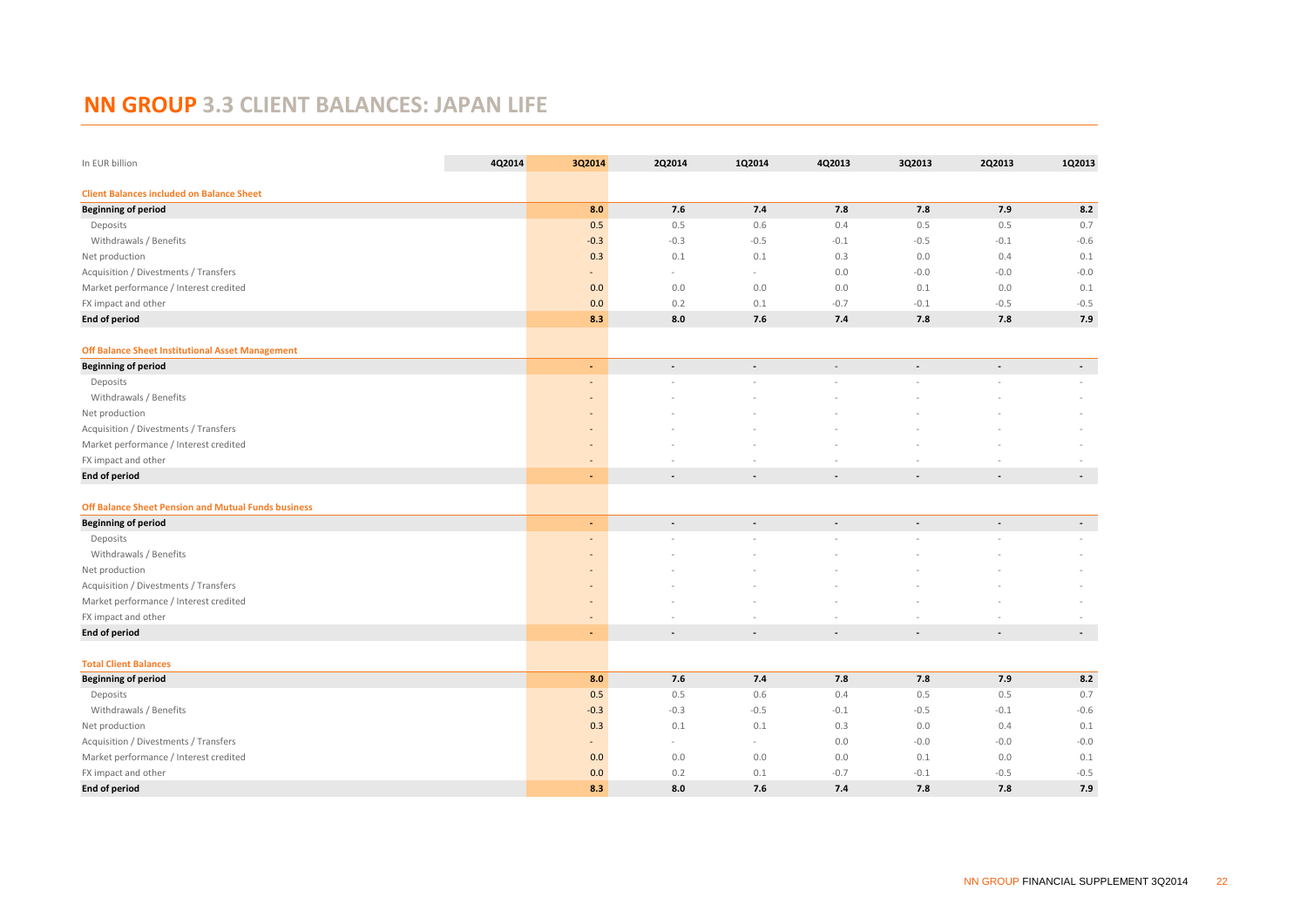# NN GROUP 3.3 CLIENT BALANCES: JAPAN LIFE

| In EUR billion | 4Q2014 | 3Q2014 | 2Q2014 | 1Q2014 | 4Q2013 | 3Q2013 | 2Q2013 | 1Q2013 |
|---|---|---|---|---|---|---|---|---|
| **Client Balances included on Balance Sheet** | | | | | | | | |
| **Beginning of period** | | **8.0** | **7.6** | **7.4** | **7.8** | **7.8** | **7.9** | **8.2** |
| Deposits | | 0.5 | 0.5 | 0.6 | 0.4 | 0.5 | 0.5 | 0.7 |
| Withdrawals / Benefits | | -0.3 | -0.3 | -0.5 | -0.1 | -0.5 | -0.1 | -0.6 |
| Net production | | 0.3 | 0.1 | 0.1 | 0.3 | 0.0 | 0.4 | 0.1 |
| Acquisition / Divestments / Transfers | | - | - | - | 0.0 | -0.0 | -0.0 | -0.0 |
| Market performance / Interest credited | | 0.0 | 0.0 | 0.0 | 0.0 | 0.1 | 0.0 | 0.1 |
| FX impact and other | | 0.0 | 0.2 | 0.1 | -0.7 | -0.1 | -0.5 | -0.5 |
| **End of period** | | **8.3** | **8.0** | **7.6** | **7.4** | **7.8** | **7.8** | **7.9** |
| **Off Balance Sheet Institutional Asset Management** | | | | | | | | |
| **Beginning of period** | | - | - | - | - | - | - | - |
| Deposits | | - | - | - | - | - | - | - |
| Withdrawals / Benefits | | - | - | - | - | - | - | - |
| Net production | | - | - | - | - | - | - | - |
| Acquisition / Divestments / Transfers | | - | - | - | - | - | - | - |
| Market performance / Interest credited | | - | - | - | - | - | - | - |
| FX impact and other | | - | - | - | - | - | - | - |
| **End of period** | | - | - | - | - | - | - | - |
| **Off Balance Sheet Pension and Mutual Funds business** | | | | | | | | |
| **Beginning of period** | | - | - | - | - | - | - | - |
| Deposits | | - | - | - | - | - | - | - |
| Withdrawals / Benefits | | - | - | - | - | - | - | - |
| Net production | | - | - | - | - | - | - | - |
| Acquisition / Divestments / Transfers | | - | - | - | - | - | - | - |
| Market performance / Interest credited | | - | - | - | - | - | - | - |
| FX impact and other | | - | - | - | - | - | - | - |
| **End of period** | | - | - | - | - | - | - | - |
| **Total Client Balances** | | | | | | | | |
| **Beginning of period** | | **8.0** | **7.6** | **7.4** | **7.8** | **7.8** | **7.9** | **8.2** |
| Deposits | | 0.5 | 0.5 | 0.6 | 0.4 | 0.5 | 0.5 | 0.7 |
| Withdrawals / Benefits | | -0.3 | -0.3 | -0.5 | -0.1 | -0.5 | -0.1 | -0.6 |
| Net production | | 0.3 | 0.1 | 0.1 | 0.3 | 0.0 | 0.4 | 0.1 |
| Acquisition / Divestments / Transfers | | - | - | - | 0.0 | -0.0 | -0.0 | -0.0 |
| Market performance / Interest credited | | 0.0 | 0.0 | 0.0 | 0.0 | 0.1 | 0.0 | 0.1 |
| FX impact and other | | 0.0 | 0.2 | 0.1 | -0.7 | -0.1 | -0.5 | -0.5 |
| **End of period** | | **8.3** | **8.0** | **7.6** | **7.4** | **7.8** | **7.8** | **7.9** |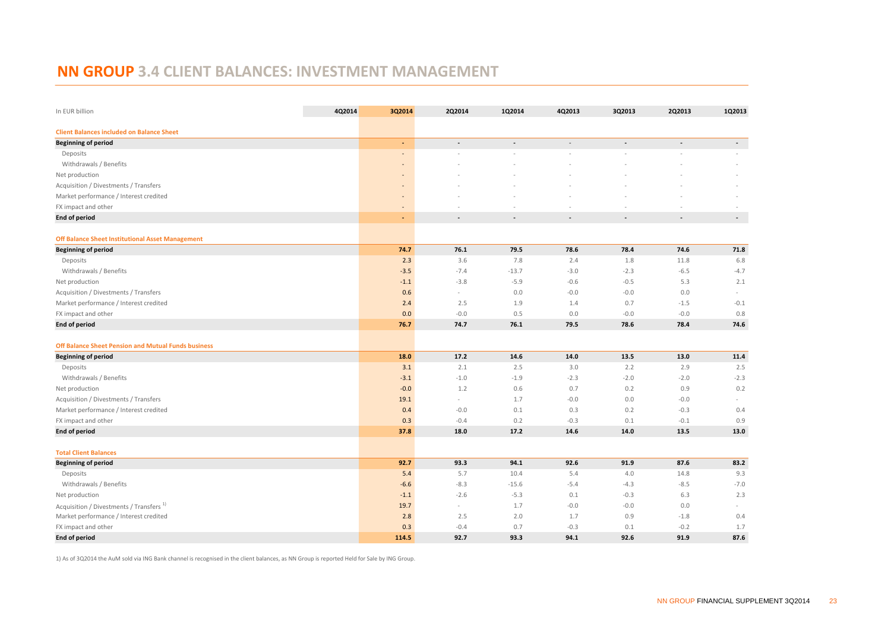# NN GROUP 3.4 CLIENT BALANCES: INVESTMENT MANAGEMENT

| In EUR billion | 4Q2014 | 3Q2014 | 2Q2014 | 1Q2014 | 4Q2013 | 3Q2013 | 2Q2013 | 1Q2013 |
|---|---|---|---|---|---|---|---|---|
| **Client Balances included on Balance Sheet** | | | | | | | | |
| **Beginning of period** | | - | - | - | - | - | - | - |
| Deposits | | - | - | - | - | - | - | - |
| Withdrawals / Benefits | | - | - | - | - | - | - | - |
| Net production | | - | - | - | - | - | - | - |
| Acquisition / Divestments / Transfers | | - | - | - | - | - | - | - |
| Market performance / Interest credited | | - | - | - | - | - | - | - |
| FX impact and other | | - | - | - | - | - | - | - |
| **End of period** | | - | - | - | - | - | - | - |
| **Off Balance Sheet Institutional Asset Management** | | | | | | | | |
| **Beginning of period** | | 74.7 | 76.1 | 79.5 | 78.6 | 78.4 | 74.6 | 71.8 |
| Deposits | | 2.3 | 3.6 | 7.8 | 2.4 | 1.8 | 11.8 | 6.8 |
| Withdrawals / Benefits | | -3.5 | -7.4 | -13.7 | -3.0 | -2.3 | -6.5 | -4.7 |
| Net production | | -1.1 | -3.8 | -5.9 | -0.6 | -0.5 | 5.3 | 2.1 |
| Acquisition / Divestments / Transfers | | 0.6 | - | 0.0 | -0.0 | -0.0 | 0.0 | - |
| Market performance / Interest credited | | 2.4 | 2.5 | 1.9 | 1.4 | 0.7 | -1.5 | -0.1 |
| FX impact and other | | 0.0 | -0.0 | 0.5 | 0.0 | -0.0 | -0.0 | 0.8 |
| **End of period** | | 76.7 | 74.7 | 76.1 | 79.5 | 78.6 | 78.4 | 74.6 |
| **Off Balance Sheet Pension and Mutual Funds business** | | | | | | | | |
| **Beginning of period** | | 18.0 | 17.2 | 14.6 | 14.0 | 13.5 | 13.0 | 11.4 |
| Deposits | | 3.1 | 2.1 | 2.5 | 3.0 | 2.2 | 2.9 | 2.5 |
| Withdrawals / Benefits | | -3.1 | -1.0 | -1.9 | -2.3 | -2.0 | -2.0 | -2.3 |
| Net production | | -0.0 | 1.2 | 0.6 | 0.7 | 0.2 | 0.9 | 0.2 |
| Acquisition / Divestments / Transfers | | 19.1 | - | 1.7 | -0.0 | 0.0 | -0.0 | - |
| Market performance / Interest credited | | 0.4 | -0.0 | 0.1 | 0.3 | 0.2 | -0.3 | 0.4 |
| FX impact and other | | 0.3 | -0.4 | 0.2 | -0.3 | 0.1 | -0.1 | 0.9 |
| **End of period** | | 37.8 | 18.0 | 17.2 | 14.6 | 14.0 | 13.5 | 13.0 |
| **Total Client Balances** | | | | | | | | |
| **Beginning of period** | | 92.7 | 93.3 | 94.1 | 92.6 | 91.9 | 87.6 | 83.2 |
| Deposits | | 5.4 | 5.7 | 10.4 | 5.4 | 4.0 | 14.8 | 9.3 |
| Withdrawals / Benefits | | -6.6 | -8.3 | -15.6 | -5.4 | -4.3 | -8.5 | -7.0 |
| Net production | | -1.1 | -2.6 | -5.3 | 0.1 | -0.3 | 6.3 | 2.3 |
| Acquisition / Divestments / Transfers [1] | | 19.7 | - | 1.7 | -0.0 | -0.0 | 0.0 | - |
| Market performance / Interest credited | | 2.8 | 2.5 | 2.0 | 1.7 | 0.9 | -1.8 | 0.4 |
| FX impact and other | | 0.3 | -0.4 | 0.7 | -0.3 | 0.1 | -0.2 | 1.7 |
| **End of period** | | 114.5 | 92.7 | 93.3 | 94.1 | 92.6 | 91.9 | 87.6 |

1) As of 3Q2014 the AuM sold via ING Bank channel is recognised in the client balances, as NN Group is reported Held for Sale by ING Group.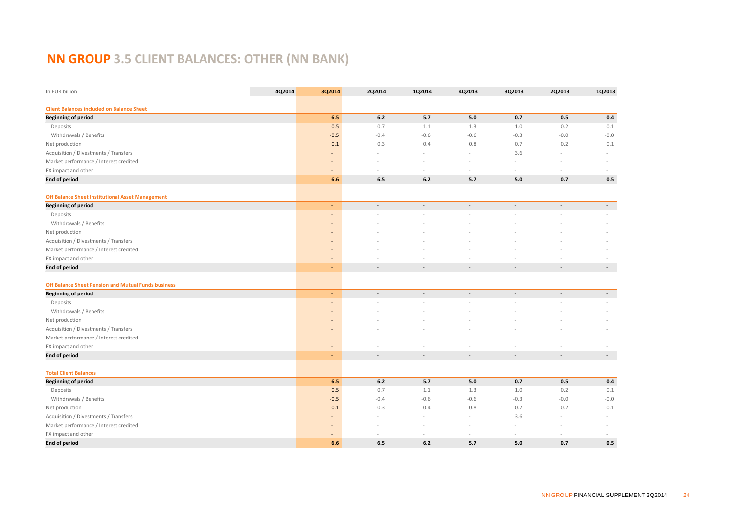# NN GROUP 3.5 CLIENT BALANCES: OTHER (NN BANK)

| In EUR billion | 4Q2014 | 3Q2014 | 2Q2014 | 1Q2014 | 4Q2013 | 3Q2013 | 2Q2013 | 1Q2013 |
|---|---|---|---|---|---|---|---|---|
| **Client Balances included on Balance Sheet** | | | | | | | | |
| **Beginning of period** | | **6.5** | **6.2** | **5.7** | **5.0** | **0.7** | **0.5** | **0.4** |
| Deposits | | 0.5 | 0.7 | 1.1 | 1.3 | 1.0 | 0.2 | 0.1 |
| Withdrawals / Benefits | | -0.5 | -0.4 | -0.6 | -0.6 | -0.3 | -0.0 | -0.0 |
| Net production | | 0.1 | 0.3 | 0.4 | 0.8 | 0.7 | 0.2 | 0.1 |
| Acquisition / Divestments / Transfers | | - | - | - | - | 3.6 | - | - |
| Market performance / Interest credited | | - | - | - | - | - | - | - |
| FX impact and other | | - | - | - | - | - | - | - |
| **End of period** | | **6.6** | **6.5** | **6.2** | **5.7** | **5.0** | **0.7** | **0.5** |
| **Off Balance Sheet Institutional Asset Management** | | | | | | | | |
| **Beginning of period** | | - | - | - | - | - | - | - |
| Deposits | | - | - | - | - | - | - | - |
| Withdrawals / Benefits | | - | - | - | - | - | - | - |
| Net production | | - | - | - | - | - | - | - |
| Acquisition / Divestments / Transfers | | - | - | - | - | - | - | - |
| Market performance / Interest credited | | - | - | - | - | - | - | - |
| FX impact and other | | - | - | - | - | - | - | - |
| **End of period** | | - | - | - | - | - | - | - |
| **Off Balance Sheet Pension and Mutual Funds business** | | | | | | | | |
| **Beginning of period** | | - | - | - | - | - | - | - |
| Deposits | | - | - | - | - | - | - | - |
| Withdrawals / Benefits | | - | - | - | - | - | - | - |
| Net production | | - | - | - | - | - | - | - |
| Acquisition / Divestments / Transfers | | - | - | - | - | - | - | - |
| Market performance / Interest credited | | - | - | - | - | - | - | - |
| FX impact and other | | - | - | - | - | - | - | - |
| **End of period** | | - | - | - | - | - | - | - |
| **Total Client Balances** | | | | | | | | |
| **Beginning of period** | | **6.5** | **6.2** | **5.7** | **5.0** | **0.7** | **0.5** | **0.4** |
| Deposits | | 0.5 | 0.7 | 1.1 | 1.3 | 1.0 | 0.2 | 0.1 |
| Withdrawals / Benefits | | -0.5 | -0.4 | -0.6 | -0.6 | -0.3 | -0.0 | -0.0 |
| Net production | | 0.1 | 0.3 | 0.4 | 0.8 | 0.7 | 0.2 | 0.1 |
| Acquisition / Divestments / Transfers | | - | - | - | - | 3.6 | - | - |
| Market performance / Interest credited | | - | - | - | - | - | - | - |
| FX impact and other | | - | - | - | - | - | - | - |
| **End of period** | | **6.6** | **6.5** | **6.2** | **5.7** | **5.0** | **0.7** | **0.5** |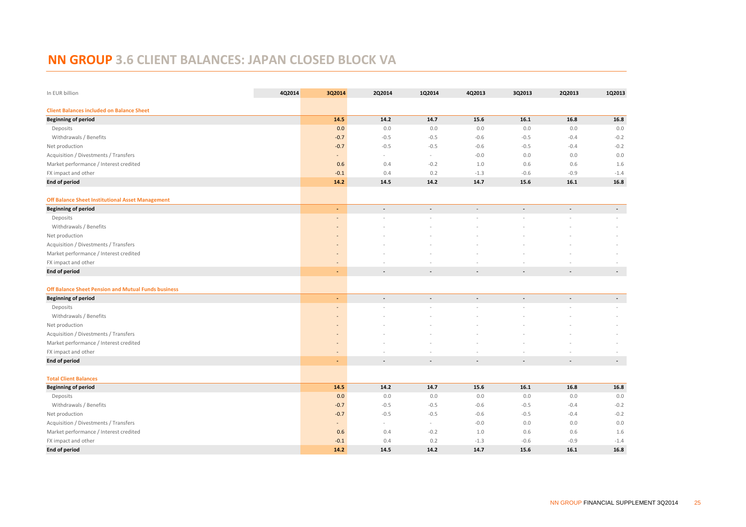# NN GROUP 3.6 CLIENT BALANCES: JAPAN CLOSED BLOCK VA

| In EUR billion | 4Q2014 | 3Q2014 | 2Q2014 | 1Q2014 | 4Q2013 | 3Q2013 | 2Q2013 | 1Q2013 |
|---|---|---|---|---|---|---|---|---|
| **Client Balances included on Balance Sheet** | | | | | | | | |
| **Beginning of period** | | **14.5** | **14.2** | **14.7** | **15.6** | **16.1** | **16.8** | **16.8** |
| Deposits | | 0.0 | 0.0 | 0.0 | 0.0 | 0.0 | 0.0 | 0.0 |
| Withdrawals / Benefits | | -0.7 | -0.5 | -0.5 | -0.6 | -0.5 | -0.4 | -0.2 |
| Net production | | -0.7 | -0.5 | -0.5 | -0.6 | -0.5 | -0.4 | -0.2 |
| Acquisition / Divestments / Transfers | | - | - | - | -0.0 | 0.0 | 0.0 | 0.0 |
| Market performance / Interest credited | | 0.6 | 0.4 | -0.2 | 1.0 | 0.6 | 0.6 | 1.6 |
| FX impact and other | | -0.1 | 0.4 | 0.2 | -1.3 | -0.6 | -0.9 | -1.4 |
| **End of period** | | **14.2** | **14.5** | **14.2** | **14.7** | **15.6** | **16.1** | **16.8** |
| **Off Balance Sheet Institutional Asset Management** | | | | | | | | |
| **Beginning of period** | | - | - | - | - | - | - | - |
| Deposits | | - | - | - | - | - | - | - |
| Withdrawals / Benefits | | - | - | - | - | - | - | - |
| Net production | | - | - | - | - | - | - | - |
| Acquisition / Divestments / Transfers | | - | - | - | - | - | - | - |
| Market performance / Interest credited | | - | - | - | - | - | - | - |
| FX impact and other | | - | - | - | - | - | - | - |
| **End of period** | | - | - | - | - | - | - | - |
| **Off Balance Sheet Pension and Mutual Funds business** | | | | | | | | |
| **Beginning of period** | | - | - | - | - | - | - | - |
| Deposits | | - | - | - | - | - | - | - |
| Withdrawals / Benefits | | - | - | - | - | - | - | - |
| Net production | | - | - | - | - | - | - | - |
| Acquisition / Divestments / Transfers | | - | - | - | - | - | - | - |
| Market performance / Interest credited | | - | - | - | - | - | - | - |
| FX impact and other | | - | - | - | - | - | - | - |
| **End of period** | | - | - | - | - | - | - | - |
| **Total Client Balances** | | | | | | | | |
| **Beginning of period** | | **14.5** | **14.2** | **14.7** | **15.6** | **16.1** | **16.8** | **16.8** |
| Deposits | | 0.0 | 0.0 | 0.0 | 0.0 | 0.0 | 0.0 | 0.0 |
| Withdrawals / Benefits | | -0.7 | -0.5 | -0.5 | -0.6 | -0.5 | -0.4 | -0.2 |
| Net production | | -0.7 | -0.5 | -0.5 | -0.6 | -0.5 | -0.4 | -0.2 |
| Acquisition / Divestments / Transfers | | - | - | - | -0.0 | 0.0 | 0.0 | 0.0 |
| Market performance / Interest credited | | 0.6 | 0.4 | -0.2 | 1.0 | 0.6 | 0.6 | 1.6 |
| FX impact and other | | -0.1 | 0.4 | 0.2 | -1.3 | -0.6 | -0.9 | -1.4 |
| **End of period** | | **14.2** | **14.5** | **14.2** | **14.7** | **15.6** | **16.1** | **16.8** |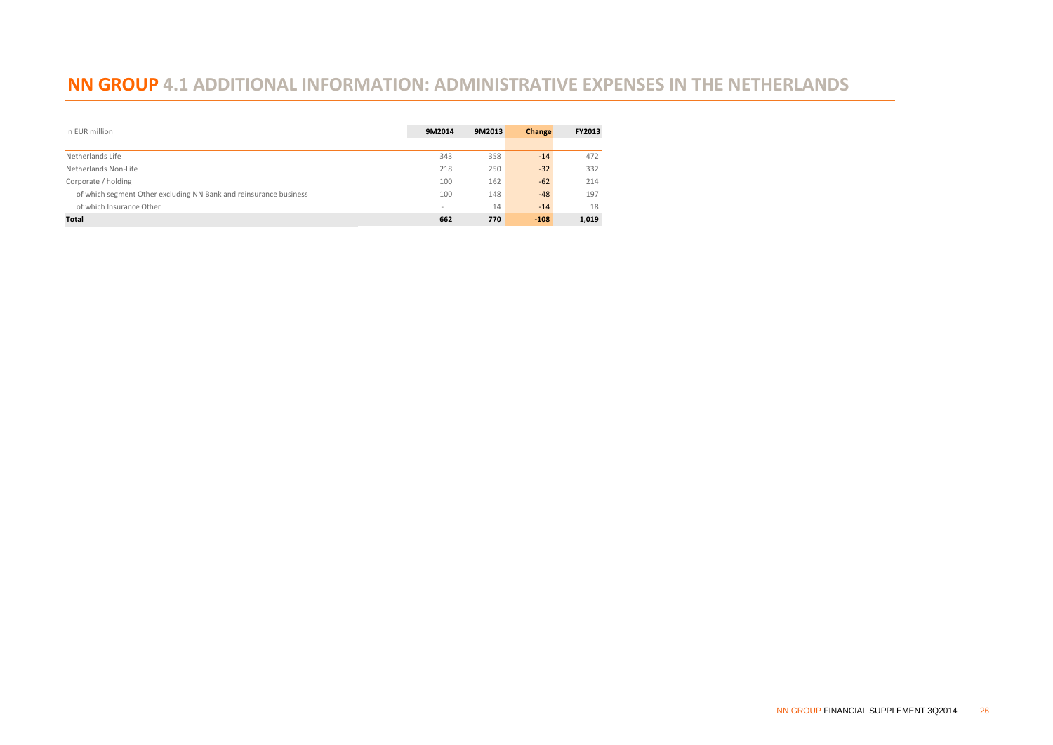# NN GROUP 4.1 ADDITIONAL INFORMATION: ADMINISTRATIVE EXPENSES IN THE NETHERLANDS

| In EUR million | 9M2014 | 9M2013 | Change | FY2013 |
|---|---|---|---|---|
| Netherlands Life | 343 | 358 | -14 | 472 |
| Netherlands Non-Life | 218 | 250 | -32 | 332 |
| Corporate / holding | 100 | 162 | -62 | 214 |
| of which segment Other excluding NN Bank and reinsurance business | 100 | 148 | -48 | 197 |
| of which Insurance Other | - | 14 | -14 | 18 |
| **Total** | **662** | **770** | **-108** | **1,019** |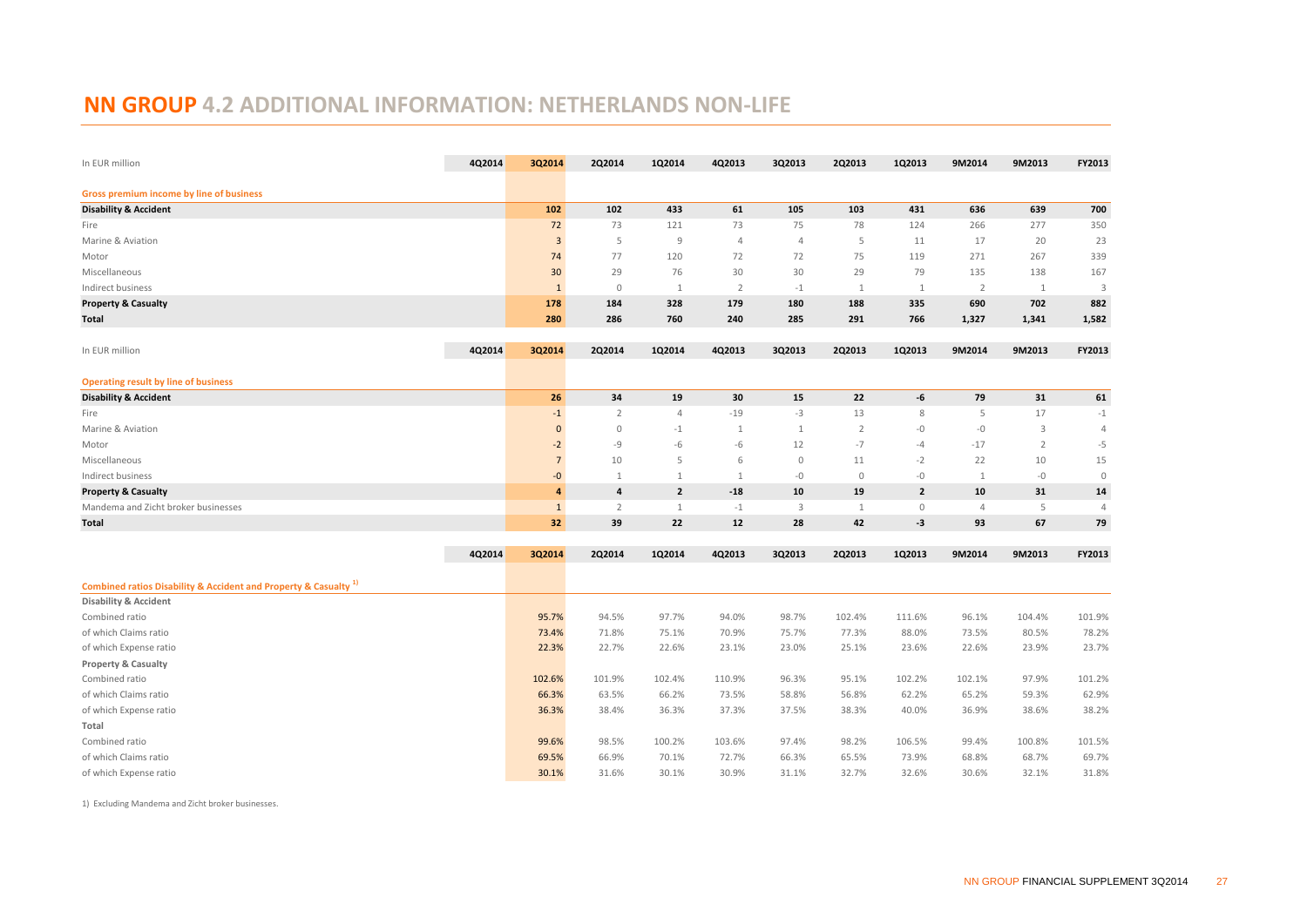# NN GROUP 4.2 ADDITIONAL INFORMATION: NETHERLANDS NON-LIFE

| In EUR million | 4Q2014 | 3Q2014 | 2Q2014 | 1Q2014 | 4Q2013 | 3Q2013 | 2Q2013 | 1Q2013 | 9M2014 | 9M2013 | FY2013 |
|---|---|---|---|---|---|---|---|---|---|---|---|
| **Gross premium income by line of business** | | | | | | | | | | | |
| **Disability & Accident** | | **102** | **102** | **433** | **61** | **105** | **103** | **431** | **636** | **639** | **700** |
| Fire | | 72 | 73 | 121 | 73 | 75 | 78 | 124 | 266 | 277 | 350 |
| Marine & Aviation | | 3 | 5 | 9 | 4 | 4 | 5 | 11 | 17 | 20 | 23 |
| Motor | | 74 | 77 | 120 | 72 | 72 | 75 | 119 | 271 | 267 | 339 |
| Miscellaneous | | 30 | 29 | 76 | 30 | 30 | 29 | 79 | 135 | 138 | 167 |
| Indirect business | | 1 | 0 | 1 | 2 | -1 | 1 | 1 | 2 | 1 | 3 |
| **Property & Casualty** | | **178** | **184** | **328** | **179** | **180** | **188** | **335** | **690** | **702** | **882** |
| **Total** | | **280** | **286** | **760** | **240** | **285** | **291** | **766** | **1,327** | **1,341** | **1,582** |

| In EUR million | 4Q2014 | 3Q2014 | 2Q2014 | 1Q2014 | 4Q2013 | 3Q2013 | 2Q2013 | 1Q2013 | 9M2014 | 9M2013 | FY2013 |
|---|---|---|---|---|---|---|---|---|---|---|---|
| **Operating result by line of business** | | | | | | | | | | | |
| **Disability & Accident** | | **26** | **34** | **19** | **30** | **15** | **22** | **-6** | **79** | **31** | **61** |
| Fire | | -1 | 2 | 4 | -19 | -3 | 13 | 8 | 5 | 17 | -1 |
| Marine & Aviation | | 0 | 0 | -1 | 1 | 1 | 2 | -0 | -0 | 3 | 4 |
| Motor | | -2 | -9 | -6 | -6 | 12 | -7 | -4 | -17 | 2 | -5 |
| Miscellaneous | | 7 | 10 | 5 | 6 | 0 | 11 | -2 | 22 | 10 | 15 |
| Indirect business | | -0 | 1 | 1 | 1 | -0 | 0 | -0 | 1 | -0 | 0 |
| **Property & Casualty** | | **4** | **4** | **2** | **-18** | **10** | **19** | **2** | **10** | **31** | **14** |
| Mandema and Zicht broker businesses | | 1 | 2 | 1 | -1 | 3 | 1 | 0 | 4 | 5 | 4 |
| **Total** | | **32** | **39** | **22** | **12** | **28** | **42** | **-3** | **93** | **67** | **79** |

| | 4Q2014 | 3Q2014 | 2Q2014 | 1Q2014 | 4Q2013 | 3Q2013 | 2Q2013 | 1Q2013 | 9M2014 | 9M2013 | FY2013 |
|---|---|---|---|---|---|---|---|---|---|---|---|
| **Combined ratios Disability & Accident and Property & Casualty [1)]** | | | | | | | | | | | |
| **Disability & Accident** | | | | | | | | | | | |
| Combined ratio | | 95.7% | 94.5% | 97.7% | 94.0% | 98.7% | 102.4% | 111.6% | 96.1% | 104.4% | 101.9% |
| of which Claims ratio | | 73.4% | 71.8% | 75.1% | 70.9% | 75.7% | 77.3% | 88.0% | 73.5% | 80.5% | 78.2% |
| of which Expense ratio | | 22.3% | 22.7% | 22.6% | 23.1% | 23.0% | 25.1% | 23.6% | 22.6% | 23.9% | 23.7% |
| **Property & Casualty** | | | | | | | | | | | |
| Combined ratio | | 102.6% | 101.9% | 102.4% | 110.9% | 96.3% | 95.1% | 102.2% | 102.1% | 97.9% | 101.2% |
| of which Claims ratio | | 66.3% | 63.5% | 66.2% | 73.5% | 58.8% | 56.8% | 62.2% | 65.2% | 59.3% | 62.9% |
| of which Expense ratio | | 36.3% | 38.4% | 36.3% | 37.3% | 37.5% | 38.3% | 40.0% | 36.9% | 38.6% | 38.2% |
| **Total** | | | | | | | | | | | |
| Combined ratio | | 99.6% | 98.5% | 100.2% | 103.6% | 97.4% | 98.2% | 106.5% | 99.4% | 100.8% | 101.5% |
| of which Claims ratio | | 69.5% | 66.9% | 70.1% | 72.7% | 66.3% | 65.5% | 73.9% | 68.8% | 68.7% | 69.7% |
| of which Expense ratio | | 30.1% | 31.6% | 30.1% | 30.9% | 31.1% | 32.7% | 32.6% | 30.6% | 32.1% | 31.8% |

1) Excluding Mandema and Zicht broker businesses.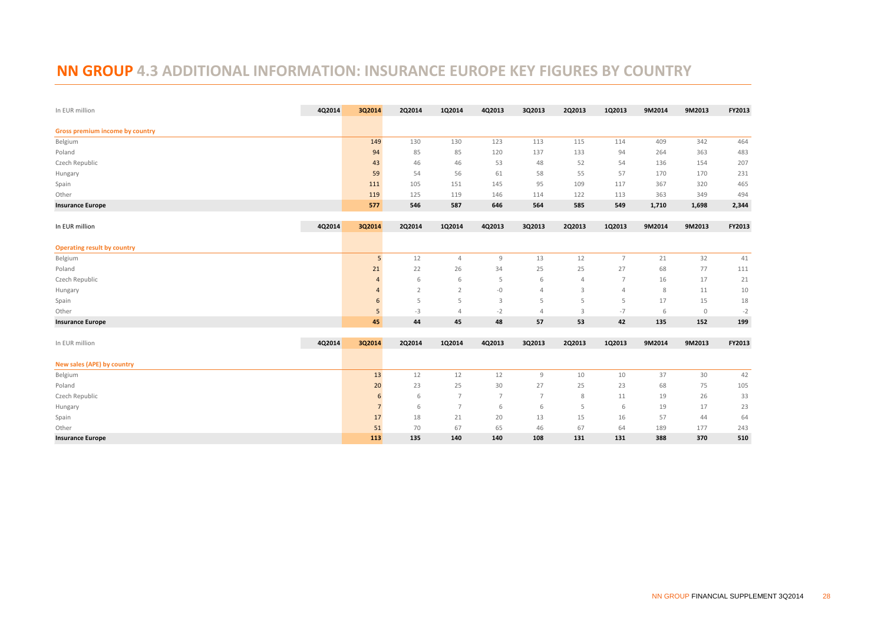# NN GROUP 4.3 ADDITIONAL INFORMATION: INSURANCE EUROPE KEY FIGURES BY COUNTRY

| In EUR million | 4Q2014 | 3Q2014 | 2Q2014 | 1Q2014 | 4Q2013 | 3Q2013 | 2Q2013 | 1Q2013 | 9M2014 | 9M2013 | FY2013 |
|---|---|---|---|---|---|---|---|---|---|---|---|
| **Gross premium income by country** | | | | | | | | | | | |
| Belgium | | 149 | 130 | 130 | 123 | 113 | 115 | 114 | 409 | 342 | 464 |
| Poland | | 94 | 85 | 85 | 120 | 137 | 133 | 94 | 264 | 363 | 483 |
| Czech Republic | | 43 | 46 | 46 | 53 | 48 | 52 | 54 | 136 | 154 | 207 |
| Hungary | | 59 | 54 | 56 | 61 | 58 | 55 | 57 | 170 | 170 | 231 |
| Spain | | 111 | 105 | 151 | 145 | 95 | 109 | 117 | 367 | 320 | 465 |
| Other | | 119 | 125 | 119 | 146 | 114 | 122 | 113 | 363 | 349 | 494 |
| **Insurance Europe** | | **577** | **546** | **587** | **646** | **564** | **585** | **549** | **1,710** | **1,698** | **2,344** |

| In EUR million | 4Q2014 | 3Q2014 | 2Q2014 | 1Q2014 | 4Q2013 | 3Q2013 | 2Q2013 | 1Q2013 | 9M2014 | 9M2013 | FY2013 |
|---|---|---|---|---|---|---|---|---|---|---|---|
| **Operating result by country** | | | | | | | | | | | |
| Belgium | | 5 | 12 | 4 | 9 | 13 | 12 | 7 | 21 | 32 | 41 |
| Poland | | 21 | 22 | 26 | 34 | 25 | 25 | 27 | 68 | 77 | 111 |
| Czech Republic | | 4 | 6 | 6 | 5 | 6 | 4 | 7 | 16 | 17 | 21 |
| Hungary | | 4 | 2 | 2 | -0 | 4 | 3 | 4 | 8 | 11 | 10 |
| Spain | | 6 | 5 | 5 | 3 | 5 | 5 | 5 | 17 | 15 | 18 |
| Other | | 5 | -3 | 4 | -2 | 4 | 3 | -7 | 6 | 0 | -2 |
| **Insurance Europe** | | **45** | **44** | **45** | **48** | **57** | **53** | **42** | **135** | **152** | **199** |

| In EUR million | 4Q2014 | 3Q2014 | 2Q2014 | 1Q2014 | 4Q2013 | 3Q2013 | 2Q2013 | 1Q2013 | 9M2014 | 9M2013 | FY2013 |
|---|---|---|---|---|---|---|---|---|---|---|---|
| **New sales (APE) by country** | | | | | | | | | | | |
| Belgium | | 13 | 12 | 12 | 12 | 9 | 10 | 10 | 37 | 30 | 42 |
| Poland | | 20 | 23 | 25 | 30 | 27 | 25 | 23 | 68 | 75 | 105 |
| Czech Republic | | 6 | 6 | 7 | 7 | 7 | 8 | 11 | 19 | 26 | 33 |
| Hungary | | 7 | 6 | 7 | 6 | 6 | 5 | 6 | 19 | 17 | 23 |
| Spain | | 17 | 18 | 21 | 20 | 13 | 15 | 16 | 57 | 44 | 64 |
| Other | | 51 | 70 | 67 | 65 | 46 | 67 | 64 | 189 | 177 | 243 |
| **Insurance Europe** | | **113** | **135** | **140** | **140** | **108** | **131** | **131** | **388** | **370** | **510** |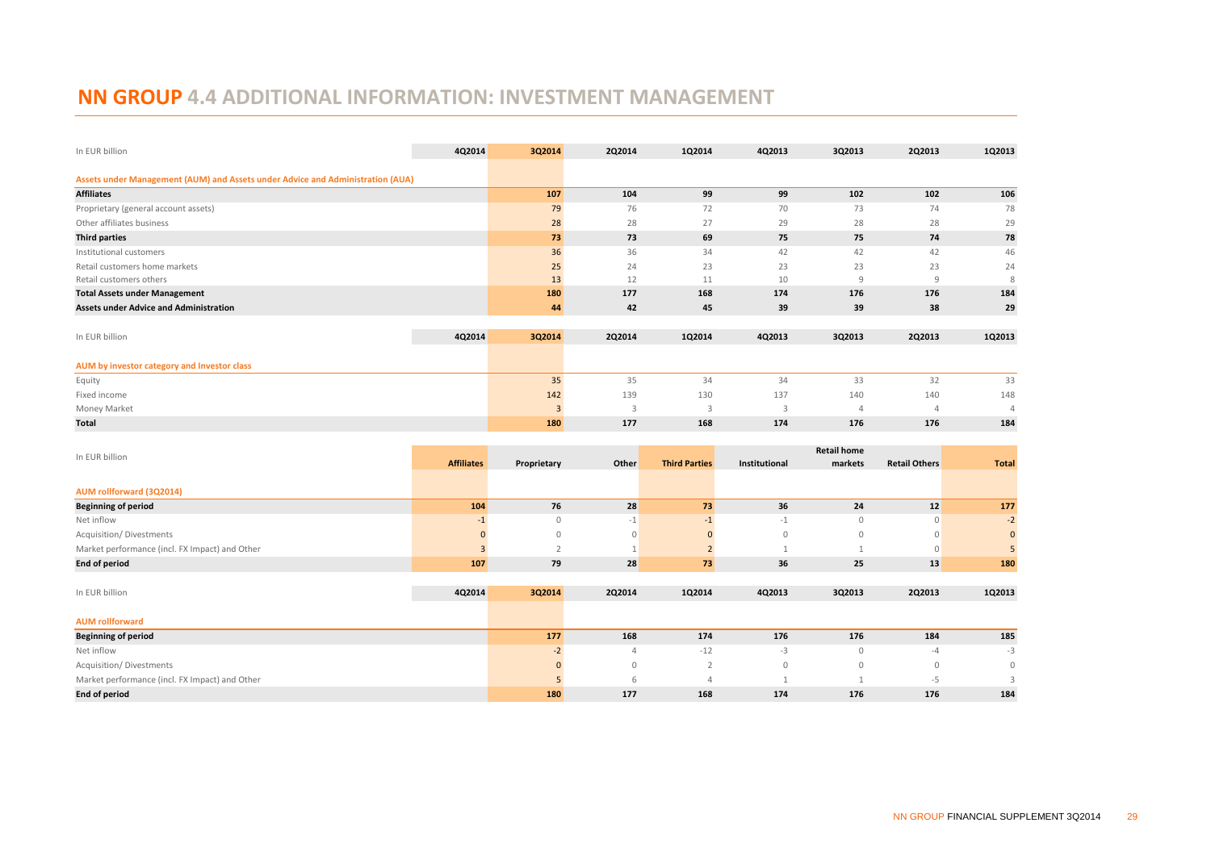# NN GROUP 4.4 ADDITIONAL INFORMATION: INVESTMENT MANAGEMENT

| In EUR billion | 4Q2014 | 3Q2014 | 2Q2014 | 1Q2014 | 4Q2013 | 3Q2013 | 2Q2013 | 1Q2013 |
|---|---|---|---|---|---|---|---|---|
| **Assets under Management (AUM) and Assets under Advice and Administration (AUA)** | | | | | | | | |
| **Affiliates** | | **107** | **104** | **99** | **99** | **102** | **102** | **106** |
| Proprietary (general account assets) | | 79 | 76 | 72 | 70 | 73 | 74 | 78 |
| Other affiliates business | | 28 | 28 | 27 | 29 | 28 | 28 | 29 |
| **Third parties** | | **73** | **73** | **69** | **75** | **75** | **74** | **78** |
| Institutional customers | | 36 | 36 | 34 | 42 | 42 | 42 | 46 |
| Retail customers home markets | | 25 | 24 | 23 | 23 | 23 | 23 | 24 |
| Retail customers others | | 13 | 12 | 11 | 10 | 9 | 9 | 8 |
| **Total Assets under Management** | | **180** | **177** | **168** | **174** | **176** | **176** | **184** |
| **Assets under Advice and Administration** | | **44** | **42** | **45** | **39** | **39** | **38** | **29** |

| In EUR billion | 4Q2014 | 3Q2014 | 2Q2014 | 1Q2014 | 4Q2013 | 3Q2013 | 2Q2013 | 1Q2013 |
|---|---|---|---|---|---|---|---|---|
| **AUM by investor category and Investor class** | | | | | | | | |
| Equity | | 35 | 35 | 34 | 34 | 33 | 32 | 33 |
| Fixed income | | 142 | 139 | 130 | 137 | 140 | 140 | 148 |
| Money Market | | 3 | 3 | 3 | 3 | 4 | 4 | 4 |
| **Total** | | **180** | **177** | **168** | **174** | **176** | **176** | **184** |

| In EUR billion | Affiliates | Proprietary | Other | Third Parties | Institutional | Retail home markets | Retail Others | Total |
|---|---|---|---|---|---|---|---|---|
| **AUM rollforward (3Q2014)** | | | | | | | | |
| **Beginning of period** | **104** | **76** | **28** | **73** | **36** | **24** | **12** | **177** |
| Net inflow | -1 | 0 | -1 | -1 | -1 | 0 | 0 | -2 |
| Acquisition/ Divestments | 0 | 0 | 0 | 0 | 0 | 0 | 0 | 0 |
| Market performance (incl. FX Impact) and Other | 3 | 2 | 1 | 2 | 1 | 1 | 0 | 5 |
| **End of period** | **107** | **79** | **28** | **73** | **36** | **25** | **13** | **180** |

| In EUR billion | 4Q2014 | 3Q2014 | 2Q2014 | 1Q2014 | 4Q2013 | 3Q2013 | 2Q2013 | 1Q2013 |
|---|---|---|---|---|---|---|---|---|
| **AUM rollforward** | | | | | | | | |
| **Beginning of period** | | **177** | **168** | **174** | **176** | **176** | **184** | **185** |
| Net inflow | | -2 | 4 | -12 | -3 | 0 | -4 | -3 |
| Acquisition/ Divestments | | 0 | 0 | 2 | 0 | 0 | 0 | 0 |
| Market performance (incl. FX Impact) and Other | | 5 | 6 | 4 | 1 | 1 | -5 | 3 |
| **End of period** | | **180** | **177** | **168** | **174** | **176** | **176** | **184** |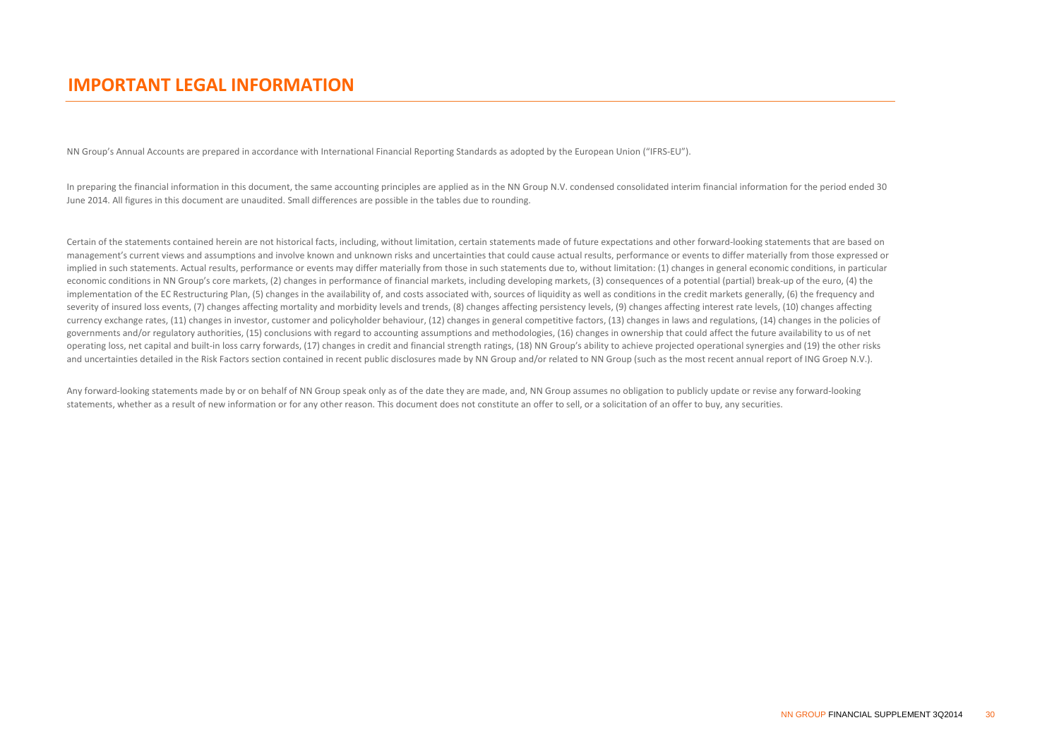# IMPORTANT LEGAL INFORMATION

NN Group's Annual Accounts are prepared in accordance with International Financial Reporting Standards as adopted by the European Union ("IFRS-EU").

In preparing the financial information in this document, the same accounting principles are applied as in the NN Group N.V. condensed consolidated interim financial information for the period ended 30 June 2014. All figures in this document are unaudited. Small differences are possible in the tables due to rounding.

Certain of the statements contained herein are not historical facts, including, without limitation, certain statements made of future expectations and other forward-looking statements that are based on management's current views and assumptions and involve known and unknown risks and uncertainties that could cause actual results, performance or events to differ materially from those expressed or implied in such statements. Actual results, performance or events may differ materially from those in such statements due to, without limitation: (1) changes in general economic conditions, in particular economic conditions in NN Group's core markets, (2) changes in performance of financial markets, including developing markets, (3) consequences of a potential (partial) break-up of the euro, (4) the implementation of the EC Restructuring Plan, (5) changes in the availability of, and costs associated with, sources of liquidity as well as conditions in the credit markets generally, (6) the frequency and severity of insured loss events, (7) changes affecting mortality and morbidity levels and trends, (8) changes affecting persistency levels, (9) changes affecting interest rate levels, (10) changes affecting currency exchange rates, (11) changes in investor, customer and policyholder behaviour, (12) changes in general competitive factors, (13) changes in laws and regulations, (14) changes in the policies of governments and/or regulatory authorities, (15) conclusions with regard to accounting assumptions and methodologies, (16) changes in ownership that could affect the future availability to us of net operating loss, net capital and built-in loss carry forwards, (17) changes in credit and financial strength ratings, (18) NN Group's ability to achieve projected operational synergies and (19) the other risks and uncertainties detailed in the Risk Factors section contained in recent public disclosures made by NN Group and/or related to NN Group (such as the most recent annual report of ING Groep N.V.).

Any forward-looking statements made by or on behalf of NN Group speak only as of the date they are made, and, NN Group assumes no obligation to publicly update or revise any forward-looking statements, whether as a result of new information or for any other reason. This document does not constitute an offer to sell, or a solicitation of an offer to buy, any securities.